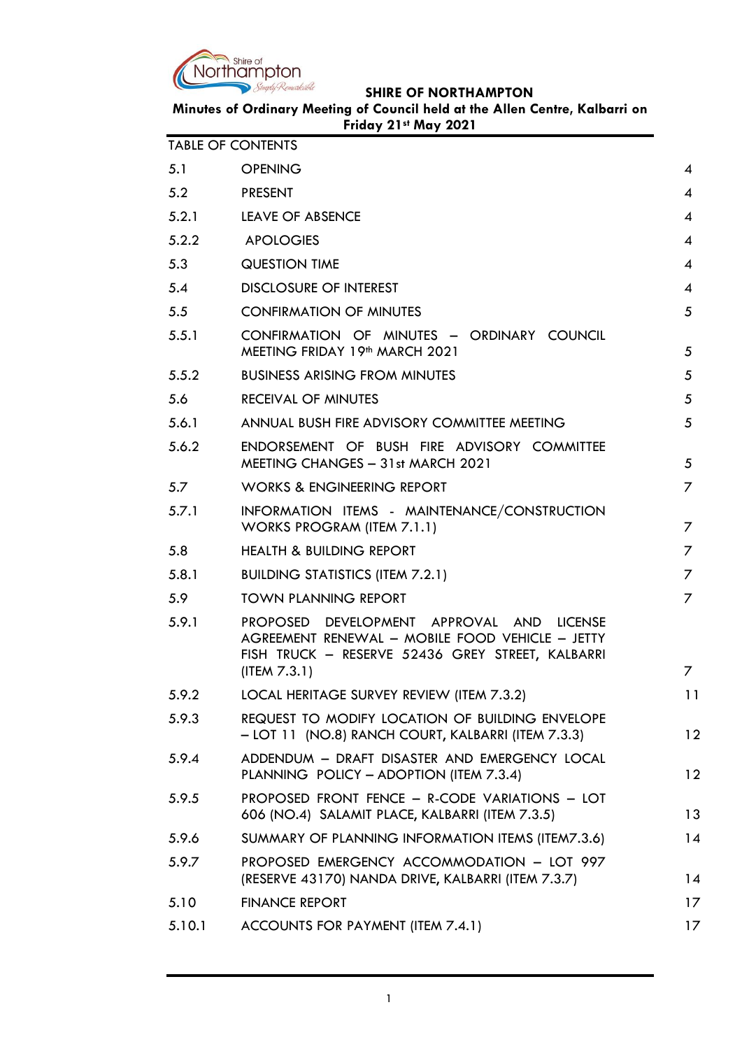# SHIRE OF NORTHAMPTON

**Minutes of Ordinary Meeting of Council held at the Allen Centre, Kalbarri on Friday 21st May 2021**

TABLE OF CONTENTS

| | | |
|---|---|---|
| 5.1 | OPENING | 4 |
| 5.2 | PRESENT | 4 |
| 5.2.1 | LEAVE OF ABSENCE | 4 |
| 5.2.2 | APOLOGIES | 4 |
| 5.3 | QUESTION TIME | 4 |
| 5.4 | DISCLOSURE OF INTEREST | 4 |
| 5.5 | CONFIRMATION OF MINUTES | 5 |
| 5.5.1 | CONFIRMATION OF MINUTES – ORDINARY COUNCIL MEETING FRIDAY 19th MARCH 2021 | 5 |
| 5.5.2 | BUSINESS ARISING FROM MINUTES | 5 |
| 5.6 | RECEIVAL OF MINUTES | 5 |
| 5.6.1 | ANNUAL BUSH FIRE ADVISORY COMMITTEE MEETING | 5 |
| 5.6.2 | ENDORSEMENT OF BUSH FIRE ADVISORY COMMITTEE MEETING CHANGES – 31st MARCH 2021 | 5 |
| 5.7 | WORKS & ENGINEERING REPORT | 7 |
| 5.7.1 | INFORMATION ITEMS - MAINTENANCE/CONSTRUCTION WORKS PROGRAM (ITEM 7.1.1) | 7 |
| 5.8 | HEALTH & BUILDING REPORT | 7 |
| 5.8.1 | BUILDING STATISTICS (ITEM 7.2.1) | 7 |
| 5.9 | TOWN PLANNING REPORT | 7 |
| 5.9.1 | PROPOSED DEVELOPMENT APPROVAL AND LICENSE AGREEMENT RENEWAL – MOBILE FOOD VEHICLE – JETTY FISH TRUCK – RESERVE 52436 GREY STREET, KALBARRI (ITEM 7.3.1) | 7 |
| 5.9.2 | LOCAL HERITAGE SURVEY REVIEW (ITEM 7.3.2) | 11 |
| 5.9.3 | REQUEST TO MODIFY LOCATION OF BUILDING ENVELOPE – LOT 11 (NO.8) RANCH COURT, KALBARRI (ITEM 7.3.3) | 12 |
| 5.9.4 | ADDENDUM – DRAFT DISASTER AND EMERGENCY LOCAL PLANNING POLICY – ADOPTION (ITEM 7.3.4) | 12 |
| 5.9.5 | PROPOSED FRONT FENCE – R-CODE VARIATIONS – LOT 606 (NO.4) SALAMIT PLACE, KALBARRI (ITEM 7.3.5) | 13 |
| 5.9.6 | SUMMARY OF PLANNING INFORMATION ITEMS (ITEM7.3.6) | 14 |
| 5.9.7 | PROPOSED EMERGENCY ACCOMMODATION – LOT 997 (RESERVE 43170) NANDA DRIVE, KALBARRI (ITEM 7.3.7) | 14 |
| 5.10 | FINANCE REPORT | 17 |
| 5.10.1 | ACCOUNTS FOR PAYMENT (ITEM 7.4.1) | 17 |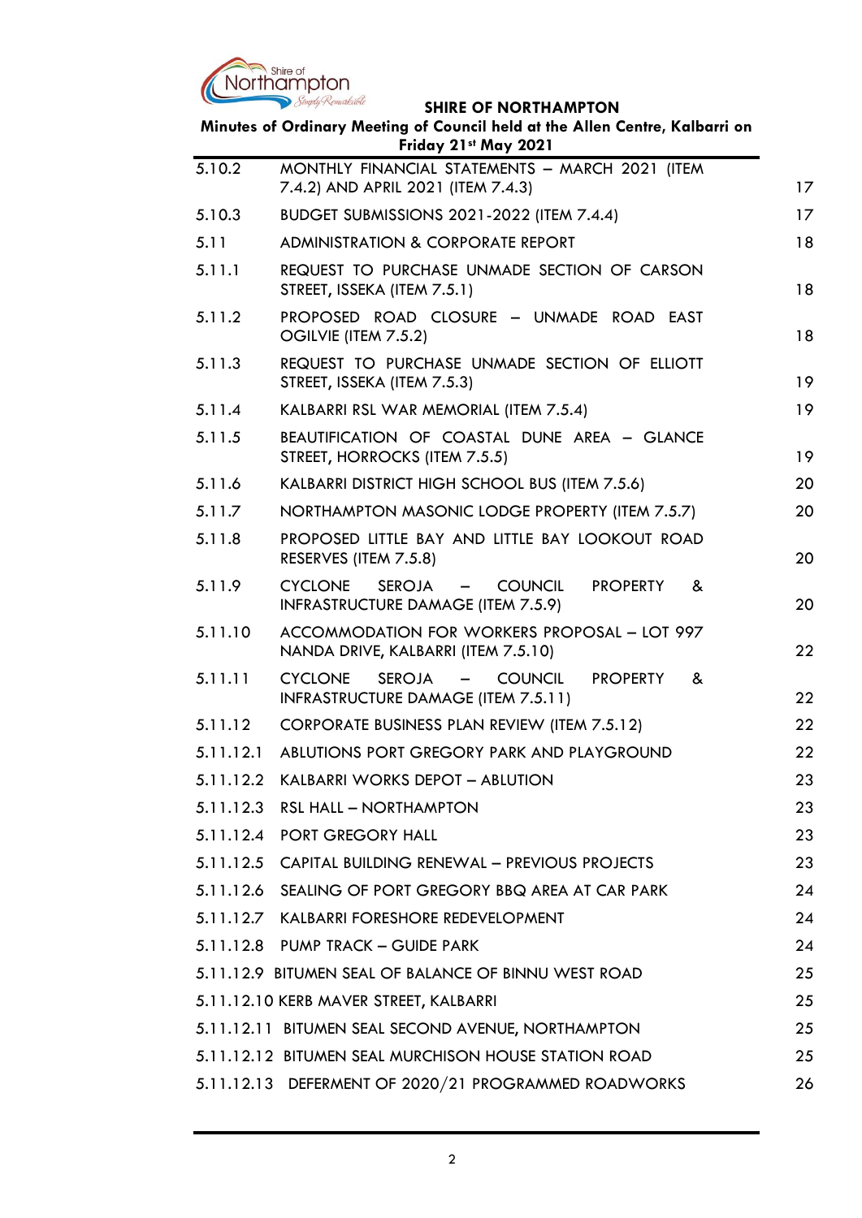| | | |
|---|---|---|
| 5.10.2 | MONTHLY FINANCIAL STATEMENTS – MARCH 2021 (ITEM 7.4.2) AND APRIL 2021 (ITEM 7.4.3) | 17 |
| 5.10.3 | BUDGET SUBMISSIONS 2021-2022 (ITEM 7.4.4) | 17 |
| 5.11 | ADMINISTRATION & CORPORATE REPORT | 18 |
| 5.11.1 | REQUEST TO PURCHASE UNMADE SECTION OF CARSON STREET, ISSEKA (ITEM 7.5.1) | 18 |
| 5.11.2 | PROPOSED ROAD CLOSURE – UNMADE ROAD EAST OGILVIE (ITEM 7.5.2) | 18 |
| 5.11.3 | REQUEST TO PURCHASE UNMADE SECTION OF ELLIOTT STREET, ISSEKA (ITEM 7.5.3) | 19 |
| 5.11.4 | KALBARRI RSL WAR MEMORIAL (ITEM 7.5.4) | 19 |
| 5.11.5 | BEAUTIFICATION OF COASTAL DUNE AREA – GLANCE STREET, HORROCKS (ITEM 7.5.5) | 19 |
| 5.11.6 | KALBARRI DISTRICT HIGH SCHOOL BUS (ITEM 7.5.6) | 20 |
| 5.11.7 | NORTHAMPTON MASONIC LODGE PROPERTY (ITEM 7.5.7) | 20 |
| 5.11.8 | PROPOSED LITTLE BAY AND LITTLE BAY LOOKOUT ROAD RESERVES (ITEM 7.5.8) | 20 |
| 5.11.9 | CYCLONE SEROJA – COUNCIL PROPERTY & INFRASTRUCTURE DAMAGE (ITEM 7.5.9) | 20 |
| 5.11.10 | ACCOMMODATION FOR WORKERS PROPOSAL – LOT 997 NANDA DRIVE, KALBARRI (ITEM 7.5.10) | 22 |
| 5.11.11 | CYCLONE SEROJA – COUNCIL PROPERTY & INFRASTRUCTURE DAMAGE (ITEM 7.5.11) | 22 |
| 5.11.12 | CORPORATE BUSINESS PLAN REVIEW (ITEM 7.5.12) | 22 |
| 5.11.12.1 | ABLUTIONS PORT GREGORY PARK AND PLAYGROUND | 22 |
| 5.11.12.2 | KALBARRI WORKS DEPOT – ABLUTION | 23 |
| 5.11.12.3 | RSL HALL – NORTHAMPTON | 23 |
| 5.11.12.4 | PORT GREGORY HALL | 23 |
| 5.11.12.5 | CAPITAL BUILDING RENEWAL – PREVIOUS PROJECTS | 23 |
| 5.11.12.6 | SEALING OF PORT GREGORY BBQ AREA AT CAR PARK | 24 |
| 5.11.12.7 | KALBARRI FORESHORE REDEVELOPMENT | 24 |
| 5.11.12.8 | PUMP TRACK – GUIDE PARK | 24 |
| 5.11.12.9 | BITUMEN SEAL OF BALANCE OF BINNU WEST ROAD | 25 |
| 5.11.12.10 | KERB MAVER STREET, KALBARRI | 25 |
| 5.11.12.11 | BITUMEN SEAL SECOND AVENUE, NORTHAMPTON | 25 |
| 5.11.12.12 | BITUMEN SEAL MURCHISON HOUSE STATION ROAD | 25 |
| 5.11.12.13 | DEFERMENT OF 2020/21 PROGRAMMED ROADWORKS | 26 |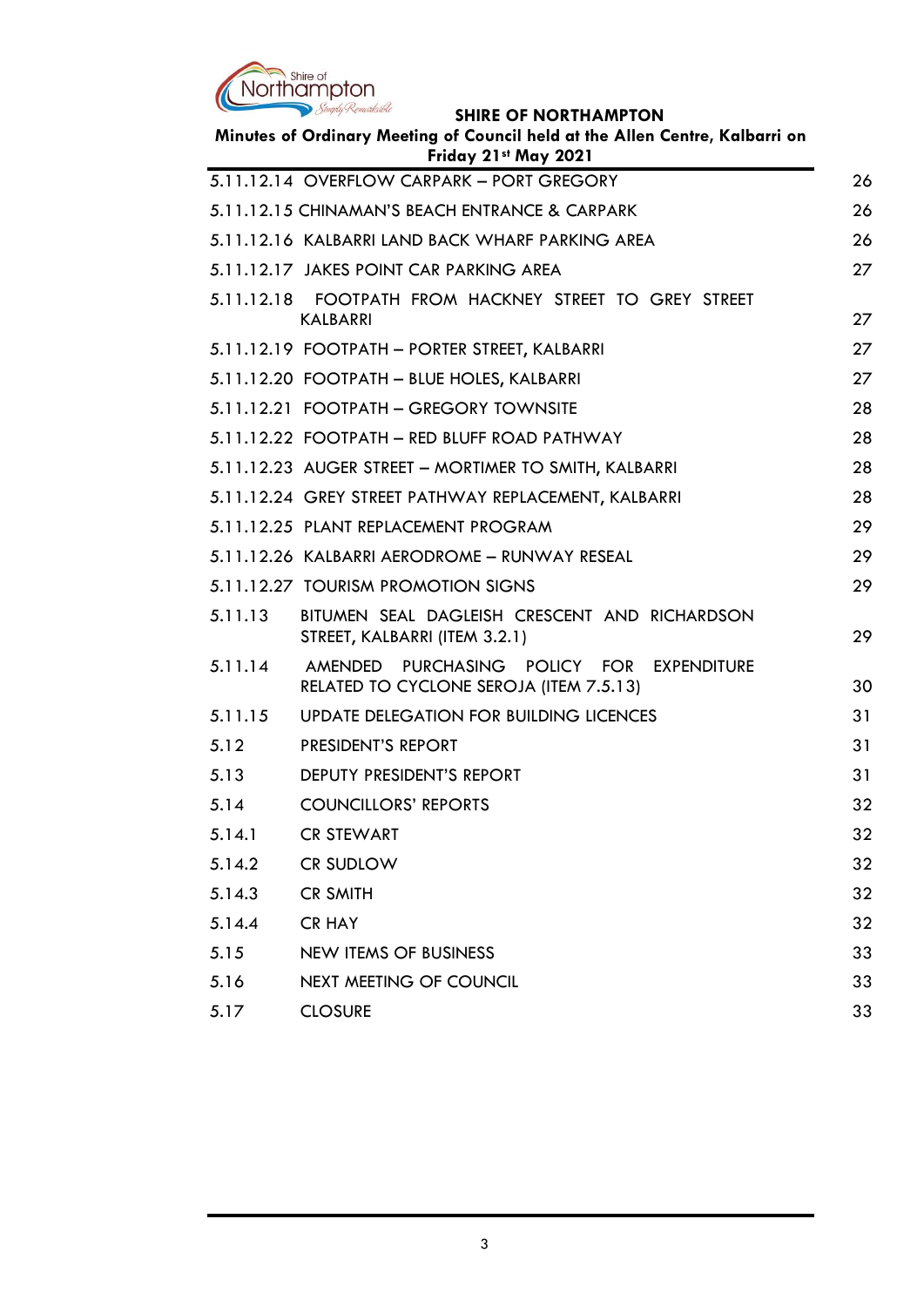| | | |
|---|---|---|
| 5.11.12.14 | OVERFLOW CARPARK – PORT GREGORY | 26 |
| 5.11.12.15 | CHINAMAN'S BEACH ENTRANCE & CARPARK | 26 |
| 5.11.12.16 | KALBARRI LAND BACK WHARF PARKING AREA | 26 |
| 5.11.12.17 | JAKES POINT CAR PARKING AREA | 27 |
| 5.11.12.18 | FOOTPATH FROM HACKNEY STREET TO GREY STREET KALBARRI | 27 |
| 5.11.12.19 | FOOTPATH – PORTER STREET, KALBARRI | 27 |
| 5.11.12.20 | FOOTPATH – BLUE HOLES, KALBARRI | 27 |
| 5.11.12.21 | FOOTPATH – GREGORY TOWNSITE | 28 |
| 5.11.12.22 | FOOTPATH – RED BLUFF ROAD PATHWAY | 28 |
| 5.11.12.23 | AUGER STREET – MORTIMER TO SMITH, KALBARRI | 28 |
| 5.11.12.24 | GREY STREET PATHWAY REPLACEMENT, KALBARRI | 28 |
| 5.11.12.25 | PLANT REPLACEMENT PROGRAM | 29 |
| 5.11.12.26 | KALBARRI AERODROME – RUNWAY RESEAL | 29 |
| 5.11.12.27 | TOURISM PROMOTION SIGNS | 29 |
| 5.11.13 | BITUMEN SEAL DAGLEISH CRESCENT AND RICHARDSON STREET, KALBARRI (ITEM 3.2.1) | 29 |
| 5.11.14 | AMENDED PURCHASING POLICY FOR EXPENDITURE RELATED TO CYCLONE SEROJA (ITEM 7.5.13) | 30 |
| 5.11.15 | UPDATE DELEGATION FOR BUILDING LICENCES | 31 |
| 5.12 | PRESIDENT'S REPORT | 31 |
| 5.13 | DEPUTY PRESIDENT'S REPORT | 31 |
| 5.14 | COUNCILLORS' REPORTS | 32 |
| 5.14.1 | CR STEWART | 32 |
| 5.14.2 | CR SUDLOW | 32 |
| 5.14.3 | CR SMITH | 32 |
| 5.14.4 | CR HAY | 32 |
| 5.15 | NEW ITEMS OF BUSINESS | 33 |
| 5.16 | NEXT MEETING OF COUNCIL | 33 |
| 5.17 | CLOSURE | 33 |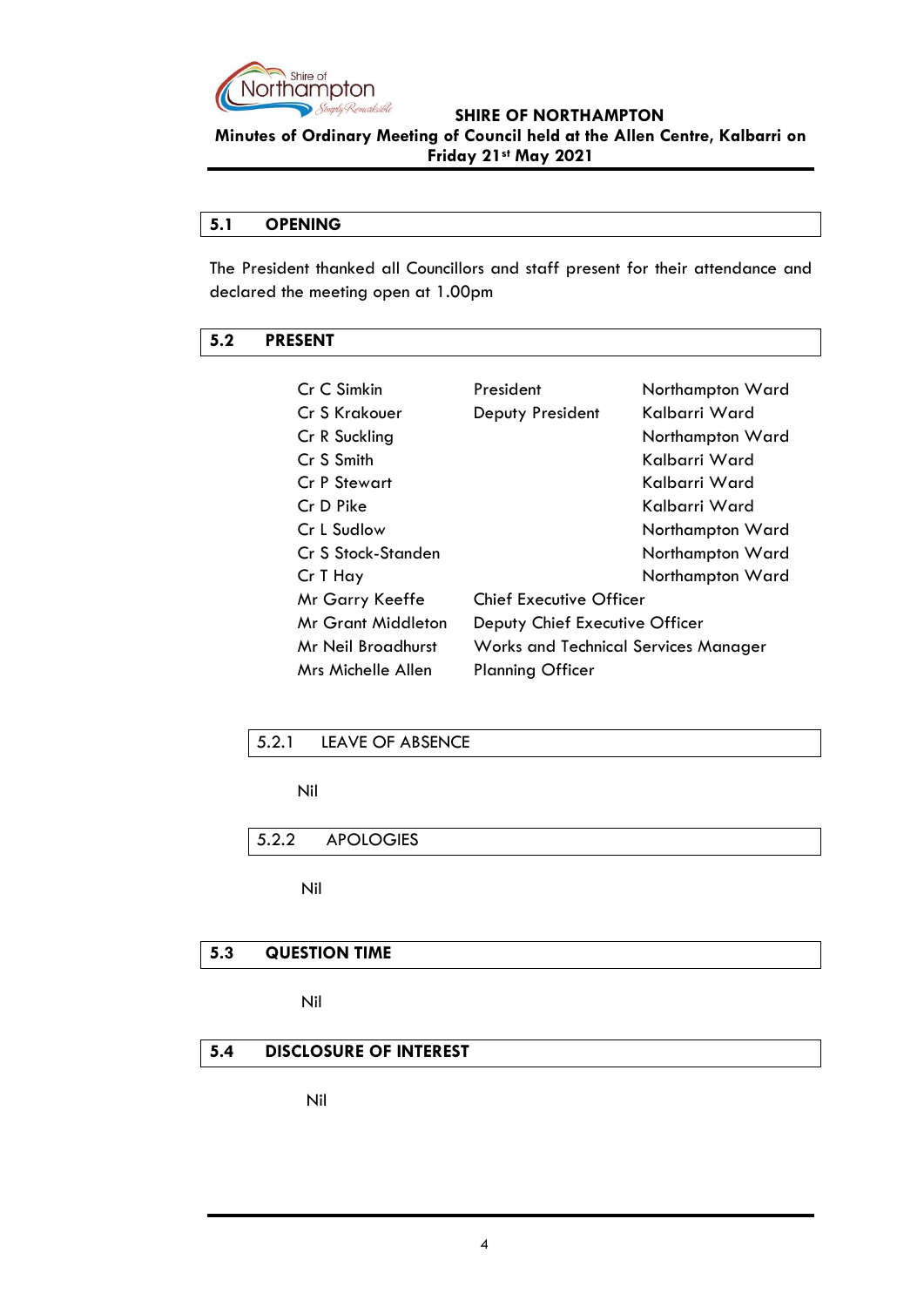**SHIRE OF NORTHAMPTON**

**Minutes of Ordinary Meeting of Council held at the Allen Centre, Kalbarri on Friday 21st May 2021**

## 5.1 OPENING

The President thanked all Councillors and staff present for their attendance and declared the meeting open at 1.00pm

## 5.2 PRESENT

| | | |
|---|---|---|
| Cr C Simkin | President | Northampton Ward |
| Cr S Krakouer | Deputy President | Kalbarri Ward |
| Cr R Suckling | | Northampton Ward |
| Cr S Smith | | Kalbarri Ward |
| Cr P Stewart | | Kalbarri Ward |
| Cr D Pike | | Kalbarri Ward |
| Cr L Sudlow | | Northampton Ward |
| Cr S Stock-Standen | | Northampton Ward |
| Cr T Hay | | Northampton Ward |
| Mr Garry Keeffe | Chief Executive Officer | |
| Mr Grant Middleton | Deputy Chief Executive Officer | |
| Mr Neil Broadhurst | Works and Technical Services Manager | |
| Mrs Michelle Allen | Planning Officer | |

### 5.2.1 LEAVE OF ABSENCE

Nil

### 5.2.2 APOLOGIES

Nil

## 5.3 QUESTION TIME

Nil

## 5.4 DISCLOSURE OF INTEREST

Nil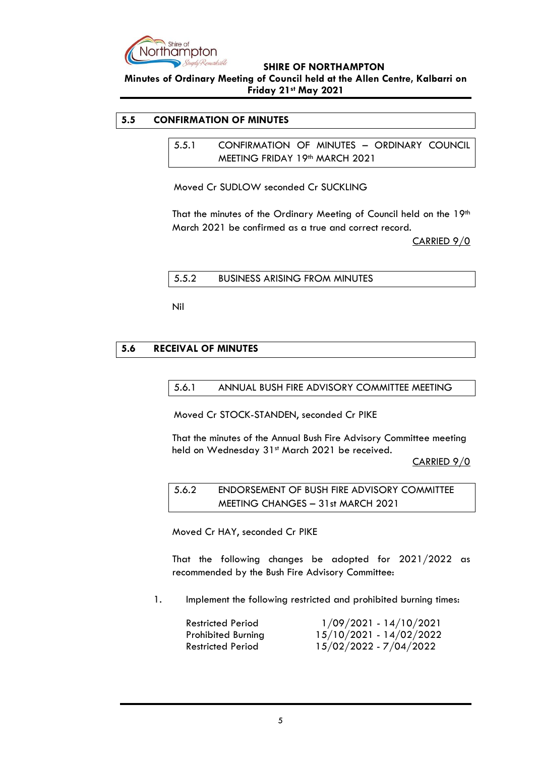## 5.5 CONFIRMATION OF MINUTES

### 5.5.1 CONFIRMATION OF MINUTES – ORDINARY COUNCIL MEETING FRIDAY 19th MARCH 2021

Moved Cr SUDLOW seconded Cr SUCKLING

That the minutes of the Ordinary Meeting of Council held on the 19th March 2021 be confirmed as a true and correct record.

CARRIED 9/0

### 5.5.2 BUSINESS ARISING FROM MINUTES

Nil

## 5.6 RECEIVAL OF MINUTES

### 5.6.1 ANNUAL BUSH FIRE ADVISORY COMMITTEE MEETING

Moved Cr STOCK-STANDEN, seconded Cr PIKE

That the minutes of the Annual Bush Fire Advisory Committee meeting held on Wednesday 31st March 2021 be received.

CARRIED 9/0

### 5.6.2 ENDORSEMENT OF BUSH FIRE ADVISORY COMMITTEE MEETING CHANGES – 31st MARCH 2021

Moved Cr HAY, seconded Cr PIKE

That the following changes be adopted for 2021/2022 as recommended by the Bush Fire Advisory Committee:

1. Implement the following restricted and prohibited burning times:

| | |
|---|---|
| Restricted Period | 1/09/2021 - 14/10/2021 |
| Prohibited Burning | 15/10/2021 - 14/02/2022 |
| Restricted Period | 15/02/2022 - 7/04/2022 |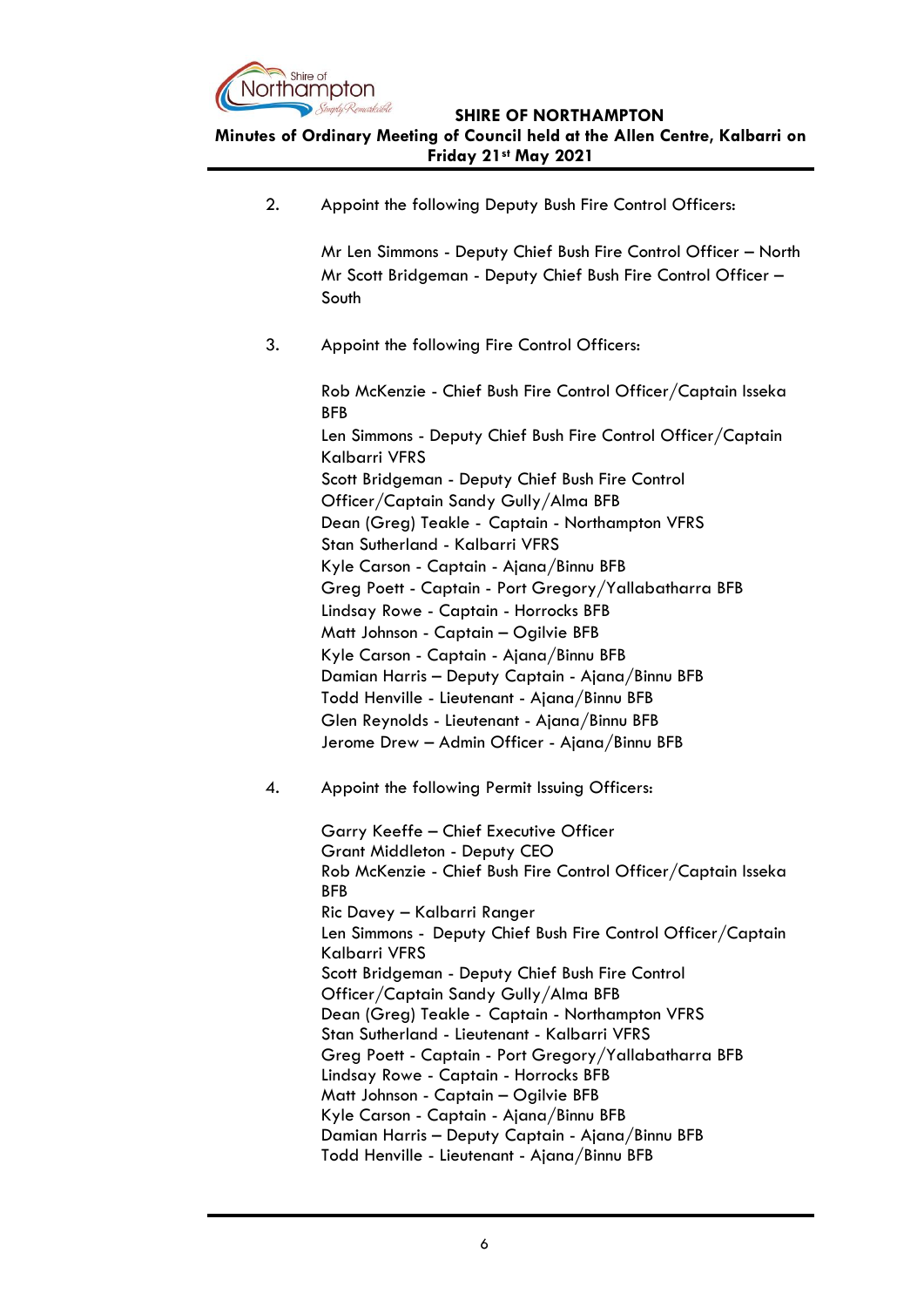2. Appoint the following Deputy Bush Fire Control Officers:

   Mr Len Simmons - Deputy Chief Bush Fire Control Officer – North
   Mr Scott Bridgeman - Deputy Chief Bush Fire Control Officer – South

3. Appoint the following Fire Control Officers:

   Rob McKenzie - Chief Bush Fire Control Officer/Captain Isseka BFB
   Len Simmons - Deputy Chief Bush Fire Control Officer/Captain Kalbarri VFRS
   Scott Bridgeman - Deputy Chief Bush Fire Control Officer/Captain Sandy Gully/Alma BFB
   Dean (Greg) Teakle - Captain - Northampton VFRS
   Stan Sutherland - Kalbarri VFRS
   Kyle Carson - Captain - Ajana/Binnu BFB
   Greg Poett - Captain - Port Gregory/Yallabatharra BFB
   Lindsay Rowe - Captain - Horrocks BFB
   Matt Johnson - Captain – Ogilvie BFB
   Kyle Carson - Captain - Ajana/Binnu BFB
   Damian Harris – Deputy Captain - Ajana/Binnu BFB
   Todd Henville - Lieutenant - Ajana/Binnu BFB
   Glen Reynolds - Lieutenant - Ajana/Binnu BFB
   Jerome Drew – Admin Officer - Ajana/Binnu BFB

4. Appoint the following Permit Issuing Officers:

   Garry Keeffe – Chief Executive Officer
   Grant Middleton - Deputy CEO
   Rob McKenzie - Chief Bush Fire Control Officer/Captain Isseka BFB
   Ric Davey – Kalbarri Ranger
   Len Simmons - Deputy Chief Bush Fire Control Officer/Captain Kalbarri VFRS
   Scott Bridgeman - Deputy Chief Bush Fire Control Officer/Captain Sandy Gully/Alma BFB
   Dean (Greg) Teakle - Captain - Northampton VFRS
   Stan Sutherland - Lieutenant - Kalbarri VFRS
   Greg Poett - Captain - Port Gregory/Yallabatharra BFB
   Lindsay Rowe - Captain - Horrocks BFB
   Matt Johnson - Captain – Ogilvie BFB
   Kyle Carson - Captain - Ajana/Binnu BFB
   Damian Harris – Deputy Captain - Ajana/Binnu BFB
   Todd Henville - Lieutenant - Ajana/Binnu BFB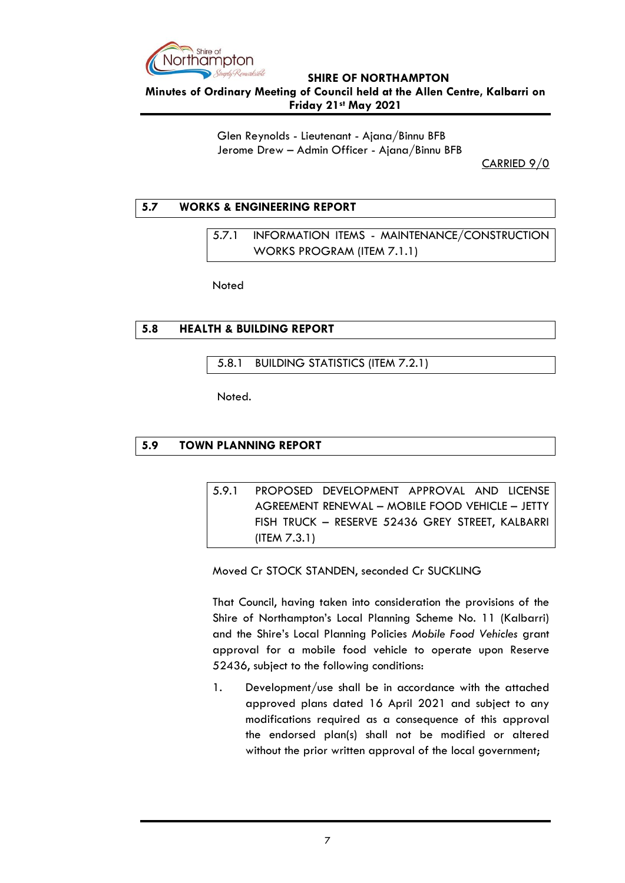Glen Reynolds - Lieutenant - Ajana/Binnu BFB
Jerome Drew – Admin Officer - Ajana/Binnu BFB

CARRIED 9/0

## 5.7 WORKS & ENGINEERING REPORT

### 5.7.1 INFORMATION ITEMS - MAINTENANCE/CONSTRUCTION WORKS PROGRAM (ITEM 7.1.1)

Noted

## 5.8 HEALTH & BUILDING REPORT

### 5.8.1 BUILDING STATISTICS (ITEM 7.2.1)

Noted.

## 5.9 TOWN PLANNING REPORT

### 5.9.1 PROPOSED DEVELOPMENT APPROVAL AND LICENSE AGREEMENT RENEWAL – MOBILE FOOD VEHICLE – JETTY FISH TRUCK – RESERVE 52436 GREY STREET, KALBARRI (ITEM 7.3.1)

Moved Cr STOCK STANDEN, seconded Cr SUCKLING

That Council, having taken into consideration the provisions of the Shire of Northampton's Local Planning Scheme No. 11 (Kalbarri) and the Shire's Local Planning Policies *Mobile Food Vehicles* grant approval for a mobile food vehicle to operate upon Reserve 52436, subject to the following conditions:

1. Development/use shall be in accordance with the attached approved plans dated 16 April 2021 and subject to any modifications required as a consequence of this approval the endorsed plan(s) shall not be modified or altered without the prior written approval of the local government;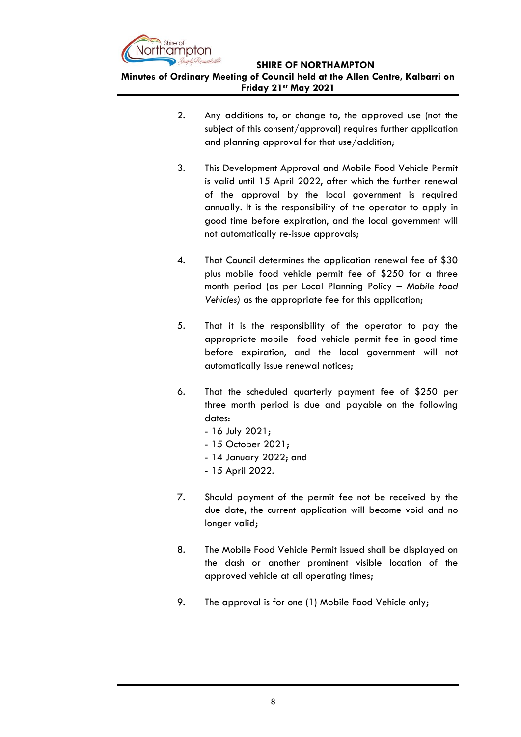2. Any additions to, or change to, the approved use (not the subject of this consent/approval) requires further application and planning approval for that use/addition;

3. This Development Approval and Mobile Food Vehicle Permit is valid until 15 April 2022, after which the further renewal of the approval by the local government is required annually. It is the responsibility of the operator to apply in good time before expiration, and the local government will not automatically re-issue approvals;

4. That Council determines the application renewal fee of $30 plus mobile food vehicle permit fee of $250 for a three month period (as per Local Planning Policy – *Mobile food Vehicles)* as the appropriate fee for this application;

5. That it is the responsibility of the operator to pay the appropriate mobile food vehicle permit fee in good time before expiration, and the local government will not automatically issue renewal notices;

6. That the scheduled quarterly payment fee of $250 per three month period is due and payable on the following dates:
   - 16 July 2021;
   - 15 October 2021;
   - 14 January 2022; and
   - 15 April 2022.

7. Should payment of the permit fee not be received by the due date, the current application will become void and no longer valid;

8. The Mobile Food Vehicle Permit issued shall be displayed on the dash or another prominent visible location of the approved vehicle at all operating times;

9. The approval is for one (1) Mobile Food Vehicle only;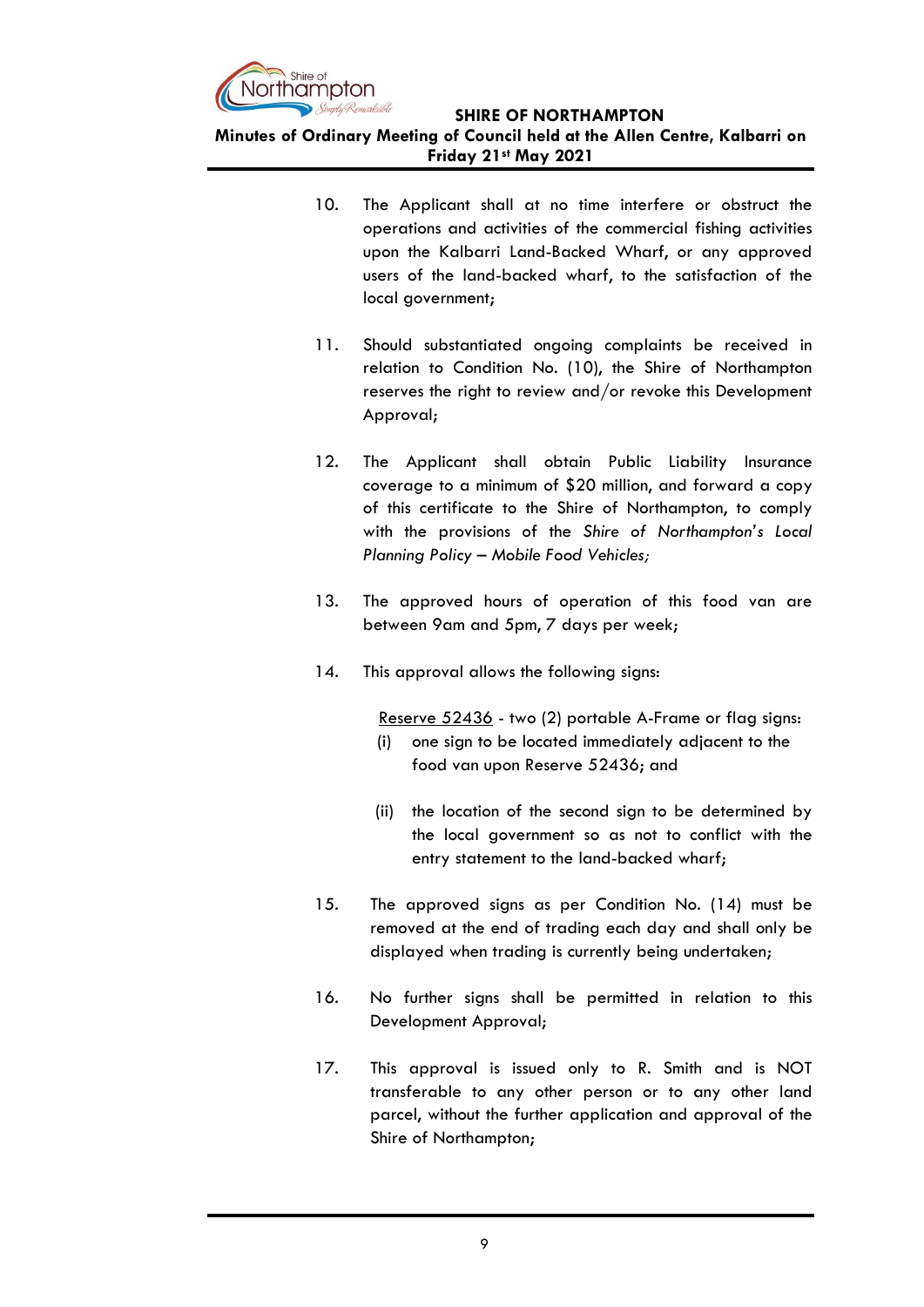10. The Applicant shall at no time interfere or obstruct the operations and activities of the commercial fishing activities upon the Kalbarri Land-Backed Wharf, or any approved users of the land-backed wharf, to the satisfaction of the local government;

11. Should substantiated ongoing complaints be received in relation to Condition No. (10), the Shire of Northampton reserves the right to review and/or revoke this Development Approval;

12. The Applicant shall obtain Public Liability Insurance coverage to a minimum of $20 million, and forward a copy of this certificate to the Shire of Northampton, to comply with the provisions of the *Shire of Northampton's Local Planning Policy – Mobile Food Vehicles;*

13. The approved hours of operation of this food van are between 9am and 5pm, 7 days per week;

14. This approval allows the following signs:

    Reserve 52436 - two (2) portable A-Frame or flag signs:

    (i) one sign to be located immediately adjacent to the food van upon Reserve 52436; and

    (ii) the location of the second sign to be determined by the local government so as not to conflict with the entry statement to the land-backed wharf;

15. The approved signs as per Condition No. (14) must be removed at the end of trading each day and shall only be displayed when trading is currently being undertaken;

16. No further signs shall be permitted in relation to this Development Approval;

17. This approval is issued only to R. Smith and is NOT transferable to any other person or to any other land parcel, without the further application and approval of the Shire of Northampton;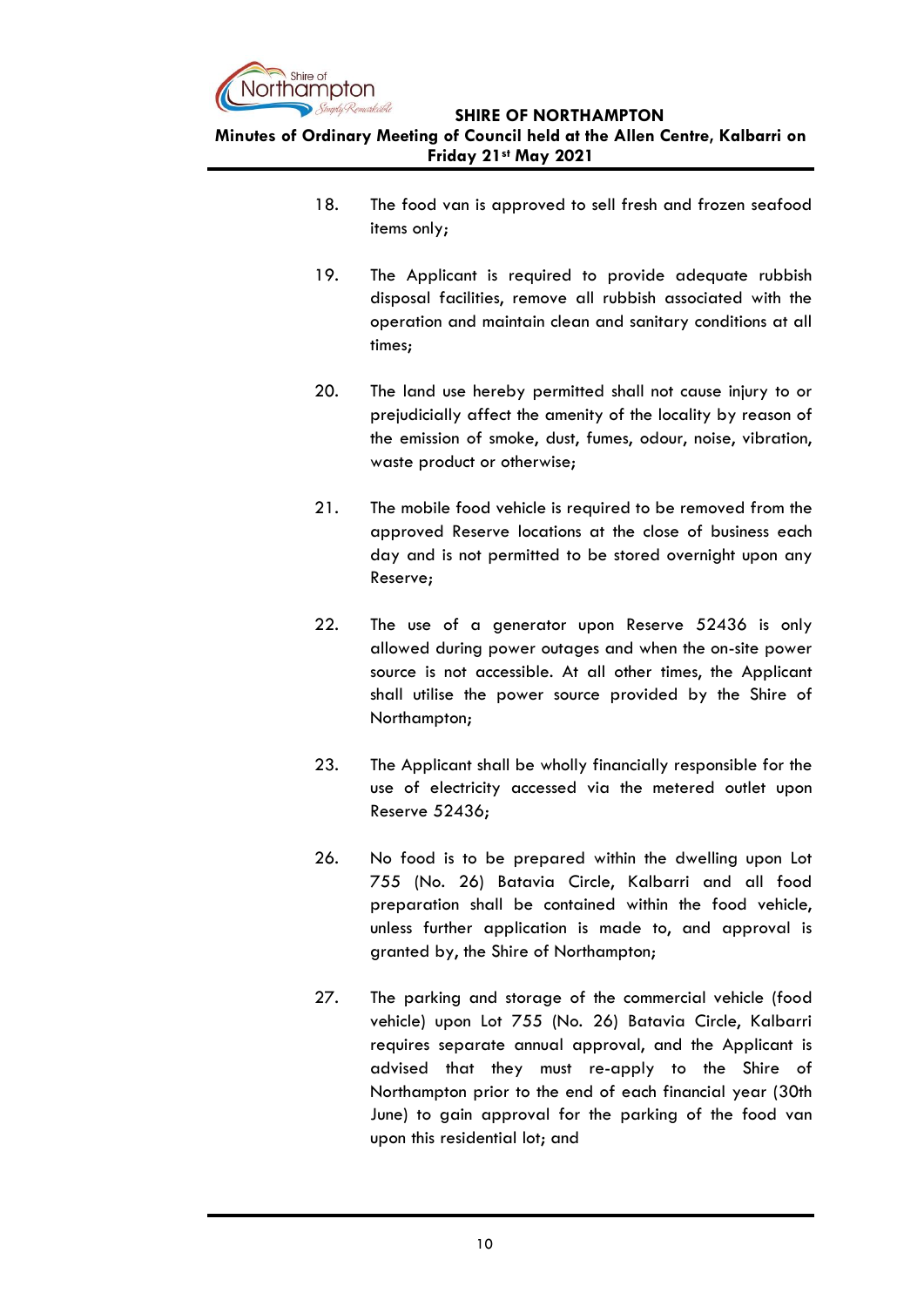18. The food van is approved to sell fresh and frozen seafood items only;

19. The Applicant is required to provide adequate rubbish disposal facilities, remove all rubbish associated with the operation and maintain clean and sanitary conditions at all times;

20. The land use hereby permitted shall not cause injury to or prejudicially affect the amenity of the locality by reason of the emission of smoke, dust, fumes, odour, noise, vibration, waste product or otherwise;

21. The mobile food vehicle is required to be removed from the approved Reserve locations at the close of business each day and is not permitted to be stored overnight upon any Reserve;

22. The use of a generator upon Reserve 52436 is only allowed during power outages and when the on-site power source is not accessible. At all other times, the Applicant shall utilise the power source provided by the Shire of Northampton;

23. The Applicant shall be wholly financially responsible for the use of electricity accessed via the metered outlet upon Reserve 52436;

26. No food is to be prepared within the dwelling upon Lot 755 (No. 26) Batavia Circle, Kalbarri and all food preparation shall be contained within the food vehicle, unless further application is made to, and approval is granted by, the Shire of Northampton;

27. The parking and storage of the commercial vehicle (food vehicle) upon Lot 755 (No. 26) Batavia Circle, Kalbarri requires separate annual approval, and the Applicant is advised that they must re-apply to the Shire of Northampton prior to the end of each financial year (30th June) to gain approval for the parking of the food van upon this residential lot; and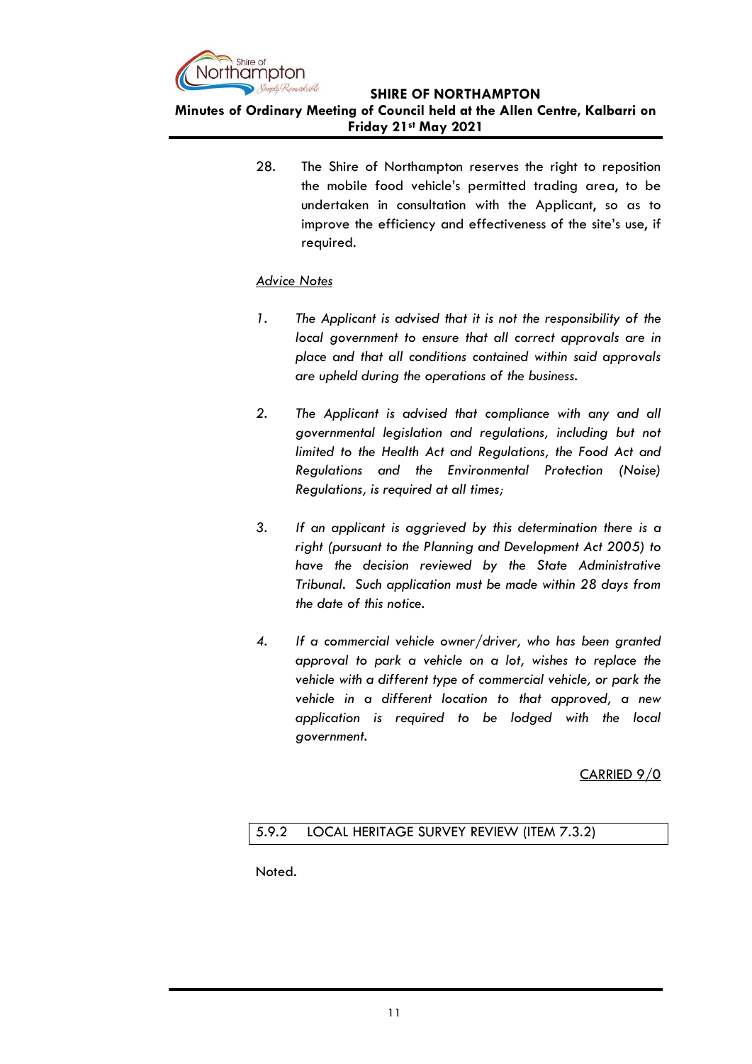28. The Shire of Northampton reserves the right to reposition the mobile food vehicle's permitted trading area, to be undertaken in consultation with the Applicant, so as to improve the efficiency and effectiveness of the site's use, if required.

<u>*Advice Notes*</u>

1. *The Applicant is advised that it is not the responsibility of the local government to ensure that all correct approvals are in place and that all conditions contained within said approvals are upheld during the operations of the business.*

2. *The Applicant is advised that compliance with any and all governmental legislation and regulations, including but not limited to the Health Act and Regulations, the Food Act and Regulations and the Environmental Protection (Noise) Regulations, is required at all times;*

3. *If an applicant is aggrieved by this determination there is a right (pursuant to the Planning and Development Act 2005) to have the decision reviewed by the State Administrative Tribunal. Such application must be made within 28 days from the date of this notice.*

4. *If a commercial vehicle owner/driver, who has been granted approval to park a vehicle on a lot, wishes to replace the vehicle with a different type of commercial vehicle, or park the vehicle in a different location to that approved, a new application is required to be lodged with the local government.*

<u>CARRIED 9/0</u>

### 5.9.2 LOCAL HERITAGE SURVEY REVIEW (ITEM 7.3.2)

Noted.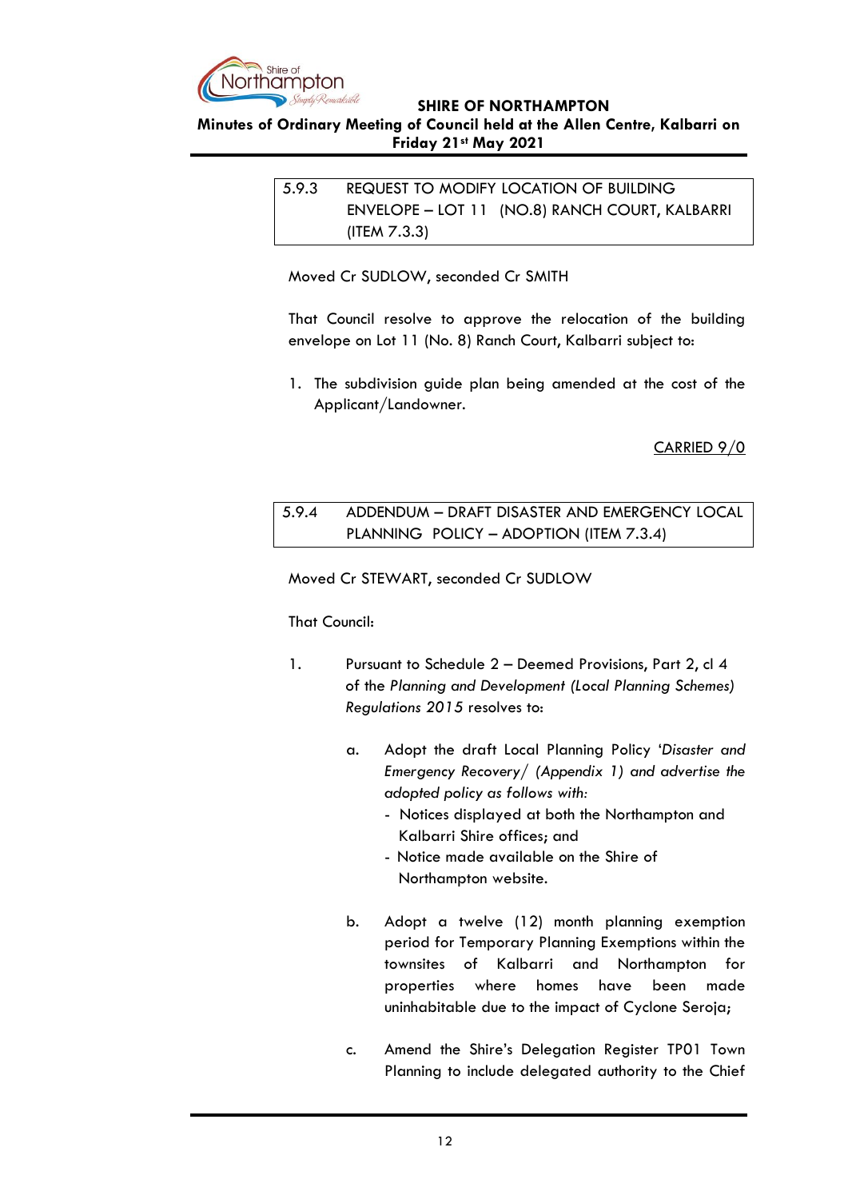## 5.9.3 REQUEST TO MODIFY LOCATION OF BUILDING ENVELOPE – LOT 11 (NO.8) RANCH COURT, KALBARRI (ITEM 7.3.3)

Moved Cr SUDLOW, seconded Cr SMITH

That Council resolve to approve the relocation of the building envelope on Lot 11 (No. 8) Ranch Court, Kalbarri subject to:

1. The subdivision guide plan being amended at the cost of the Applicant/Landowner.

CARRIED 9/0

## 5.9.4 ADDENDUM – DRAFT DISASTER AND EMERGENCY LOCAL PLANNING POLICY – ADOPTION (ITEM 7.3.4)

Moved Cr STEWART, seconded Cr SUDLOW

That Council:

1. Pursuant to Schedule 2 – Deemed Provisions, Part 2, cl 4 of the *Planning and Development (Local Planning Schemes) Regulations 2015* resolves to:

   a. Adopt the draft Local Planning Policy '*Disaster and Emergency Recovery/ (Appendix 1) and advertise the adopted policy as follows with:*
      - Notices displayed at both the Northampton and Kalbarri Shire offices; and
      - Notice made available on the Shire of Northampton website.

   b. Adopt a twelve (12) month planning exemption period for Temporary Planning Exemptions within the townsites of Kalbarri and Northampton for properties where homes have been made uninhabitable due to the impact of Cyclone Seroja;

   c. Amend the Shire's Delegation Register TP01 Town Planning to include delegated authority to the Chief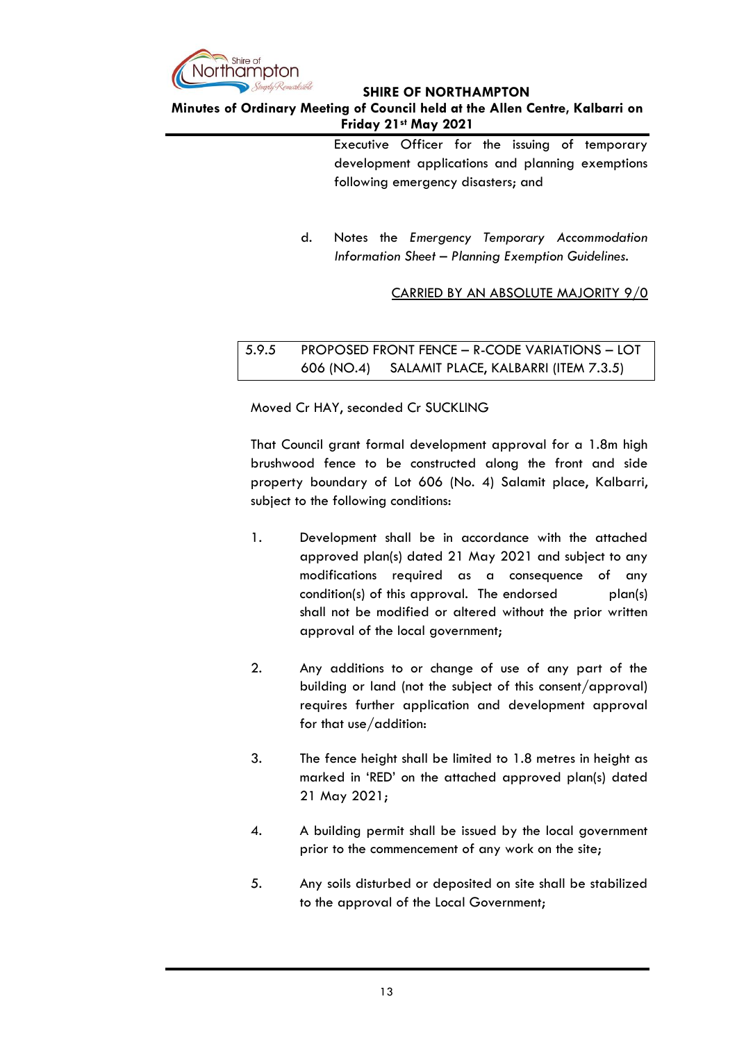Executive Officer for the issuing of temporary development applications and planning exemptions following emergency disasters; and

d. Notes the *Emergency Temporary Accommodation Information Sheet – Planning Exemption Guidelines.*

CARRIED BY AN ABSOLUTE MAJORITY 9/0

### 5.9.5 PROPOSED FRONT FENCE – R-CODE VARIATIONS – LOT 606 (NO.4) SALAMIT PLACE, KALBARRI (ITEM 7.3.5)

Moved Cr HAY, seconded Cr SUCKLING

That Council grant formal development approval for a 1.8m high brushwood fence to be constructed along the front and side property boundary of Lot 606 (No. 4) Salamit place, Kalbarri, subject to the following conditions:

1. Development shall be in accordance with the attached approved plan(s) dated 21 May 2021 and subject to any modifications required as a consequence of any condition(s) of this approval. The endorsed plan(s) shall not be modified or altered without the prior written approval of the local government;

2. Any additions to or change of use of any part of the building or land (not the subject of this consent/approval) requires further application and development approval for that use/addition:

3. The fence height shall be limited to 1.8 metres in height as marked in 'RED' on the attached approved plan(s) dated 21 May 2021;

4. A building permit shall be issued by the local government prior to the commencement of any work on the site;

5. Any soils disturbed or deposited on site shall be stabilized to the approval of the Local Government;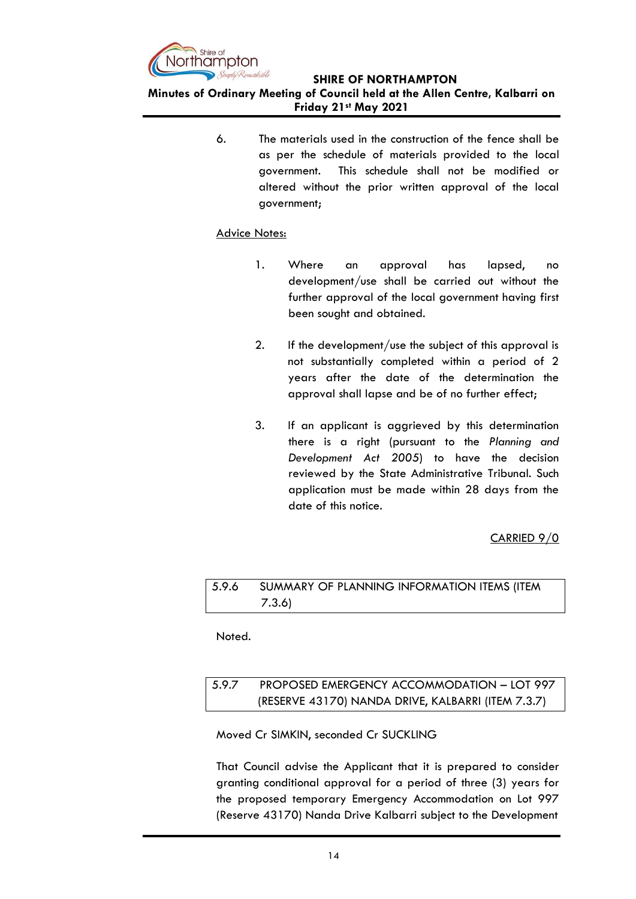6. The materials used in the construction of the fence shall be as per the schedule of materials provided to the local government. This schedule shall not be modified or altered without the prior written approval of the local government;

<u>Advice Notes:</u>

1. Where an approval has lapsed, no development/use shall be carried out without the further approval of the local government having first been sought and obtained.

2. If the development/use the subject of this approval is not substantially completed within a period of 2 years after the date of the determination the approval shall lapse and be of no further effect;

3. If an applicant is aggrieved by this determination there is a right (pursuant to the *Planning and Development Act 2005*) to have the decision reviewed by the State Administrative Tribunal. Such application must be made within 28 days from the date of this notice.

<u>CARRIED 9/0</u>

### 5.9.6 SUMMARY OF PLANNING INFORMATION ITEMS (ITEM 7.3.6)

Noted.

### 5.9.7 PROPOSED EMERGENCY ACCOMMODATION – LOT 997 (RESERVE 43170) NANDA DRIVE, KALBARRI (ITEM 7.3.7)

Moved Cr SIMKIN, seconded Cr SUCKLING

That Council advise the Applicant that it is prepared to consider granting conditional approval for a period of three (3) years for the proposed temporary Emergency Accommodation on Lot 997 (Reserve 43170) Nanda Drive Kalbarri subject to the Development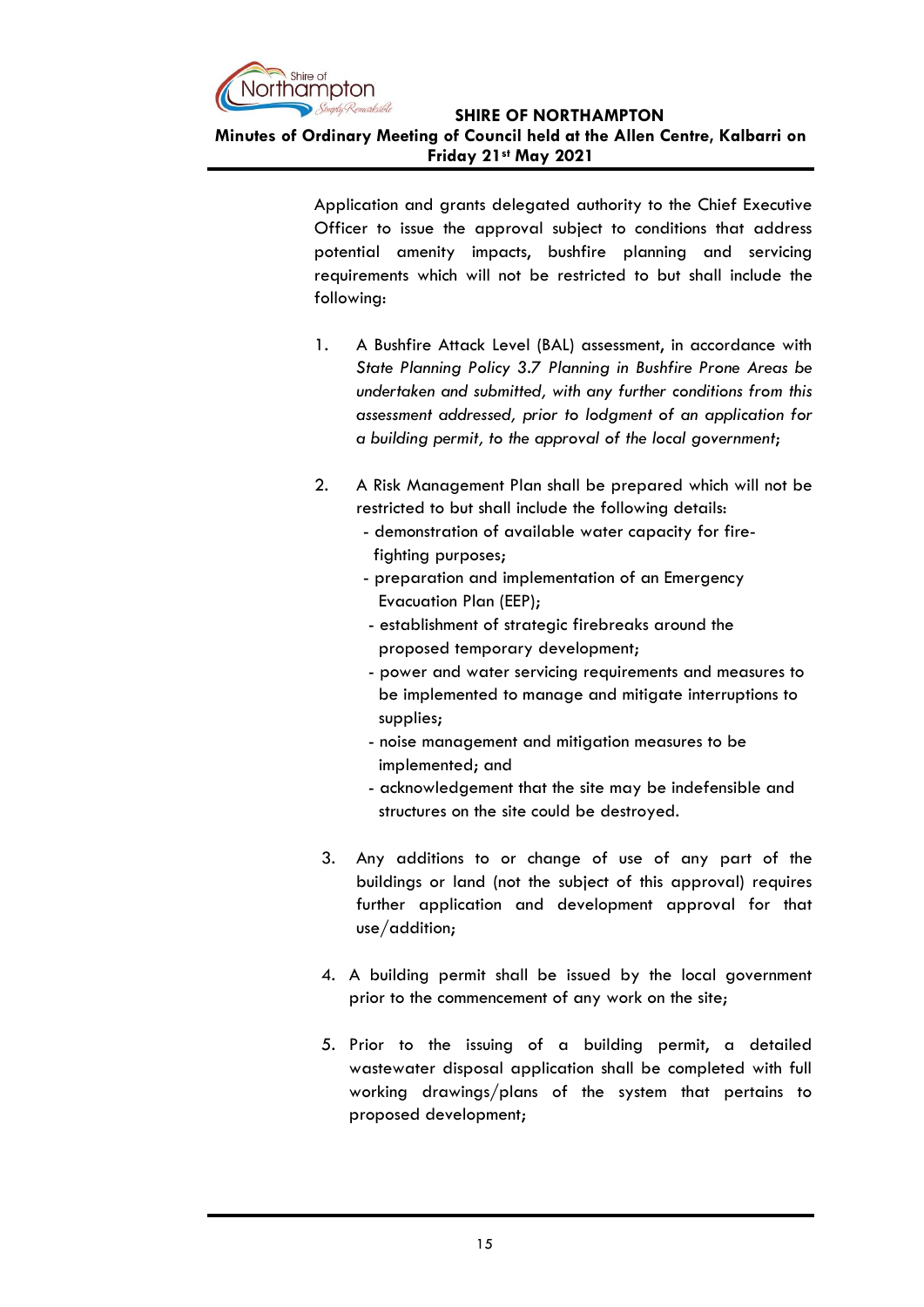Application and grants delegated authority to the Chief Executive Officer to issue the approval subject to conditions that address potential amenity impacts, bushfire planning and servicing requirements which will not be restricted to but shall include the following:

1. A Bushfire Attack Level (BAL) assessment, in accordance with *State Planning Policy 3.7 Planning in Bushfire Prone Areas be undertaken and submitted, with any further conditions from this assessment addressed, prior to lodgment of an application for a building permit, to the approval of the local government*;

2. A Risk Management Plan shall be prepared which will not be restricted to but shall include the following details:
   - demonstration of available water capacity for fire-fighting purposes;
   - preparation and implementation of an Emergency Evacuation Plan (EEP);
   - establishment of strategic firebreaks around the proposed temporary development;
   - power and water servicing requirements and measures to be implemented to manage and mitigate interruptions to supplies;
   - noise management and mitigation measures to be implemented; and
   - acknowledgement that the site may be indefensible and structures on the site could be destroyed.

3. Any additions to or change of use of any part of the buildings or land (not the subject of this approval) requires further application and development approval for that use/addition;

4. A building permit shall be issued by the local government prior to the commencement of any work on the site;

5. Prior to the issuing of a building permit, a detailed wastewater disposal application shall be completed with full working drawings/plans of the system that pertains to proposed development;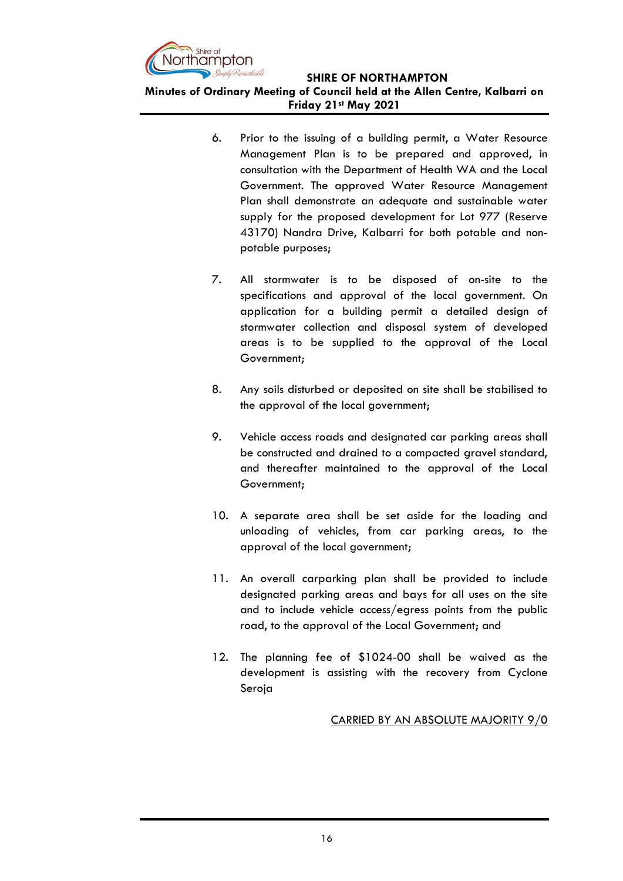6. Prior to the issuing of a building permit, a Water Resource Management Plan is to be prepared and approved, in consultation with the Department of Health WA and the Local Government. The approved Water Resource Management Plan shall demonstrate an adequate and sustainable water supply for the proposed development for Lot 977 (Reserve 43170) Nandra Drive, Kalbarri for both potable and non-potable purposes;

7. All stormwater is to be disposed of on-site to the specifications and approval of the local government. On application for a building permit a detailed design of stormwater collection and disposal system of developed areas is to be supplied to the approval of the Local Government;

8. Any soils disturbed or deposited on site shall be stabilised to the approval of the local government;

9. Vehicle access roads and designated car parking areas shall be constructed and drained to a compacted gravel standard, and thereafter maintained to the approval of the Local Government;

10. A separate area shall be set aside for the loading and unloading of vehicles, from car parking areas, to the approval of the local government;

11. An overall carparking plan shall be provided to include designated parking areas and bays for all uses on the site and to include vehicle access/egress points from the public road, to the approval of the Local Government; and

12. The planning fee of $1024-00 shall be waived as the development is assisting with the recovery from Cyclone Seroja

<u>CARRIED BY AN ABSOLUTE MAJORITY 9/0</u>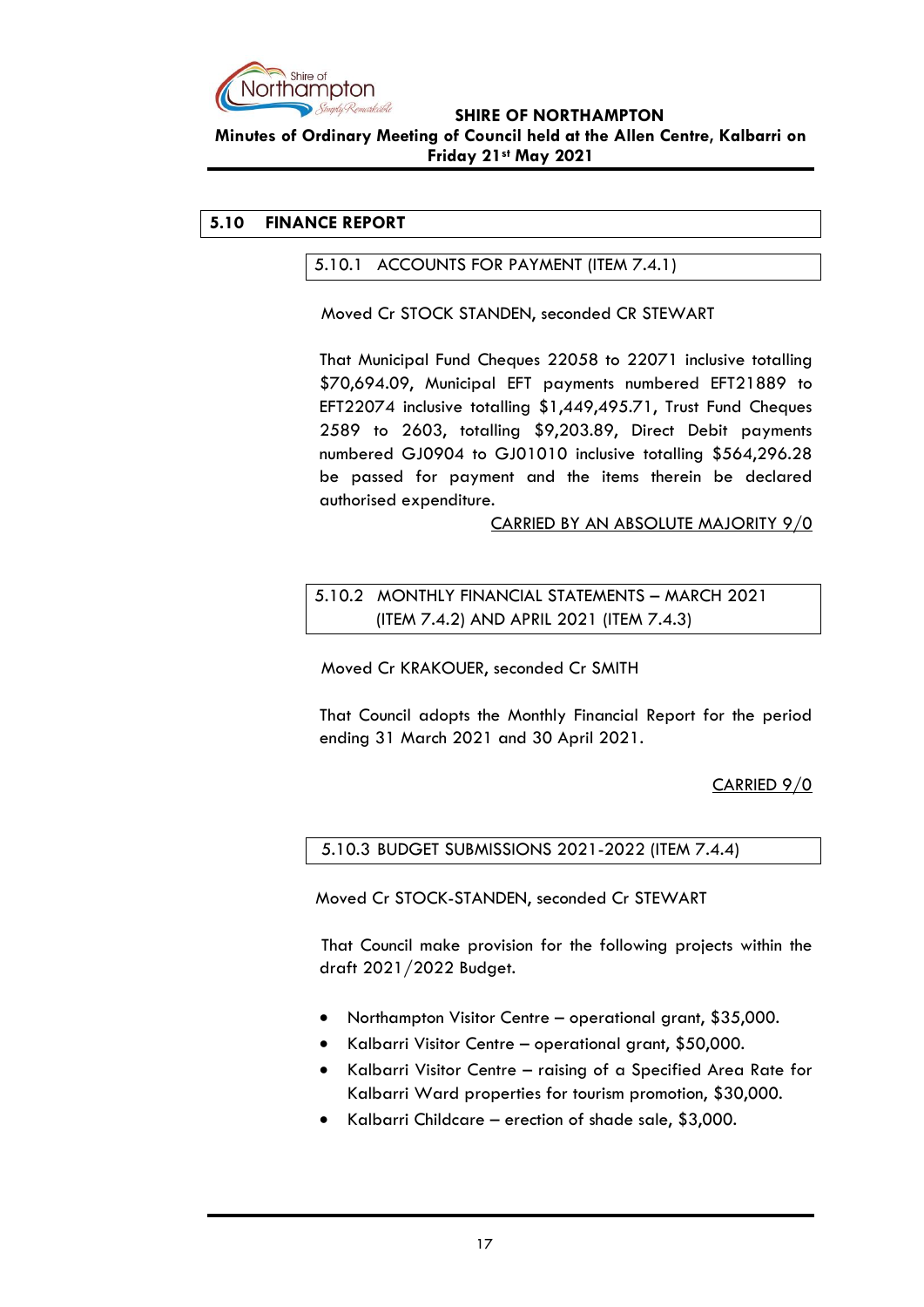## 5.10 FINANCE REPORT

### 5.10.1 ACCOUNTS FOR PAYMENT (ITEM 7.4.1)

Moved Cr STOCK STANDEN, seconded CR STEWART

That Municipal Fund Cheques 22058 to 22071 inclusive totalling $70,694.09, Municipal EFT payments numbered EFT21889 to EFT22074 inclusive totalling $1,449,495.71, Trust Fund Cheques 2589 to 2603, totalling $9,203.89, Direct Debit payments numbered GJ0904 to GJ01010 inclusive totalling $564,296.28 be passed for payment and the items therein be declared authorised expenditure.

CARRIED BY AN ABSOLUTE MAJORITY 9/0

### 5.10.2 MONTHLY FINANCIAL STATEMENTS – MARCH 2021 (ITEM 7.4.2) AND APRIL 2021 (ITEM 7.4.3)

Moved Cr KRAKOUER, seconded Cr SMITH

That Council adopts the Monthly Financial Report for the period ending 31 March 2021 and 30 April 2021.

CARRIED 9/0

### 5.10.3 BUDGET SUBMISSIONS 2021-2022 (ITEM 7.4.4)

Moved Cr STOCK-STANDEN, seconded Cr STEWART

That Council make provision for the following projects within the draft 2021/2022 Budget.

- Northampton Visitor Centre – operational grant, $35,000.
- Kalbarri Visitor Centre – operational grant, $50,000.
- Kalbarri Visitor Centre – raising of a Specified Area Rate for Kalbarri Ward properties for tourism promotion, $30,000.
- Kalbarri Childcare – erection of shade sale, $3,000.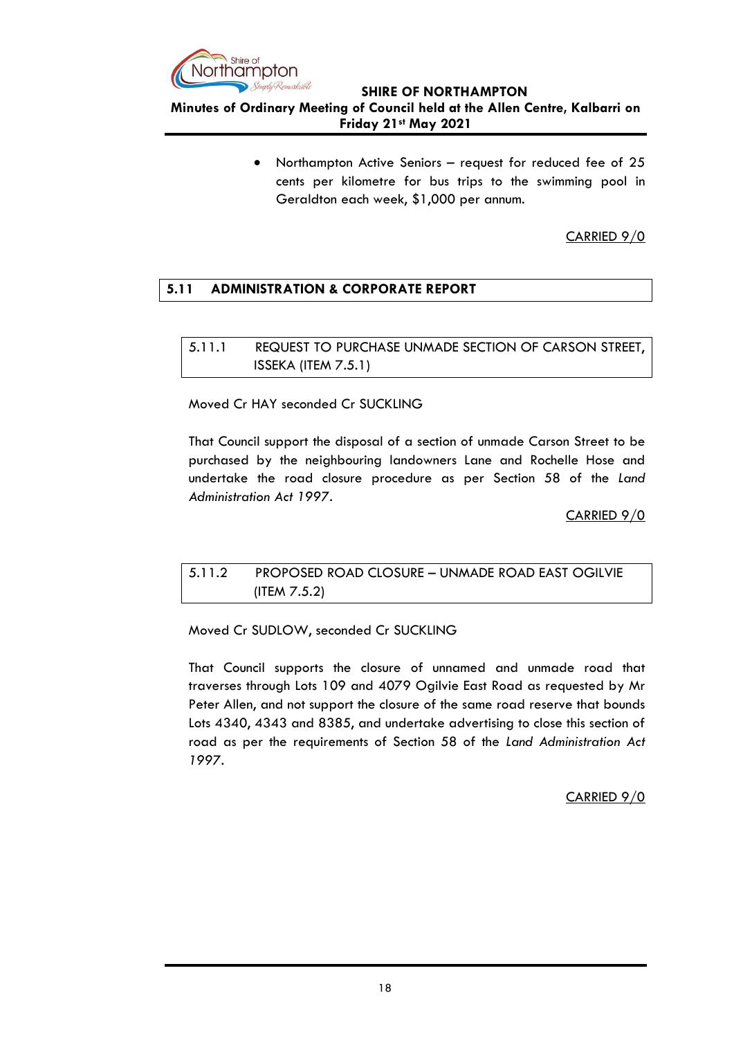- Northampton Active Seniors – request for reduced fee of 25 cents per kilometre for bus trips to the swimming pool in Geraldton each week, $1,000 per annum.

CARRIED 9/0

## 5.11 ADMINISTRATION & CORPORATE REPORT

### 5.11.1 REQUEST TO PURCHASE UNMADE SECTION OF CARSON STREET, ISSEKA (ITEM 7.5.1)

Moved Cr HAY seconded Cr SUCKLING

That Council support the disposal of a section of unmade Carson Street to be purchased by the neighbouring landowners Lane and Rochelle Hose and undertake the road closure procedure as per Section 58 of the *Land Administration Act 1997*.

CARRIED 9/0

### 5.11.2 PROPOSED ROAD CLOSURE – UNMADE ROAD EAST OGILVIE (ITEM 7.5.2)

Moved Cr SUDLOW, seconded Cr SUCKLING

That Council supports the closure of unnamed and unmade road that traverses through Lots 109 and 4079 Ogilvie East Road as requested by Mr Peter Allen, and not support the closure of the same road reserve that bounds Lots 4340, 4343 and 8385, and undertake advertising to close this section of road as per the requirements of Section 58 of the *Land Administration Act 1997*.

CARRIED 9/0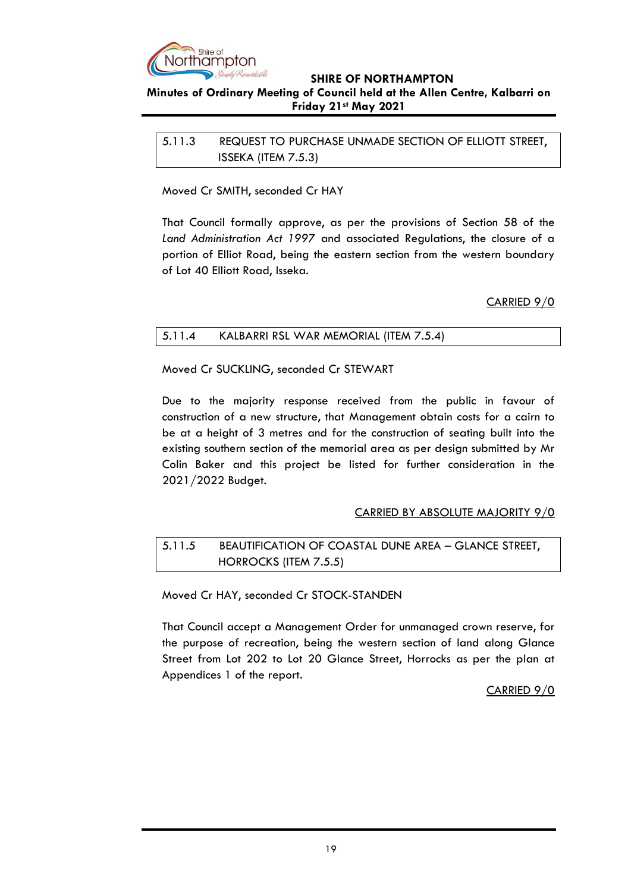### 5.11.3 REQUEST TO PURCHASE UNMADE SECTION OF ELLIOTT STREET, ISSEKA (ITEM 7.5.3)

Moved Cr SMITH, seconded Cr HAY

That Council formally approve, as per the provisions of Section 58 of the *Land Administration Act 1997* and associated Regulations, the closure of a portion of Elliot Road, being the eastern section from the western boundary of Lot 40 Elliott Road, Isseka.

CARRIED 9/0

### 5.11.4 KALBARRI RSL WAR MEMORIAL (ITEM 7.5.4)

Moved Cr SUCKLING, seconded Cr STEWART

Due to the majority response received from the public in favour of construction of a new structure, that Management obtain costs for a cairn to be at a height of 3 metres and for the construction of seating built into the existing southern section of the memorial area as per design submitted by Mr Colin Baker and this project be listed for further consideration in the 2021/2022 Budget.

CARRIED BY ABSOLUTE MAJORITY 9/0

### 5.11.5 BEAUTIFICATION OF COASTAL DUNE AREA – GLANCE STREET, HORROCKS (ITEM 7.5.5)

Moved Cr HAY, seconded Cr STOCK-STANDEN

That Council accept a Management Order for unmanaged crown reserve, for the purpose of recreation, being the western section of land along Glance Street from Lot 202 to Lot 20 Glance Street, Horrocks as per the plan at Appendices 1 of the report.

CARRIED 9/0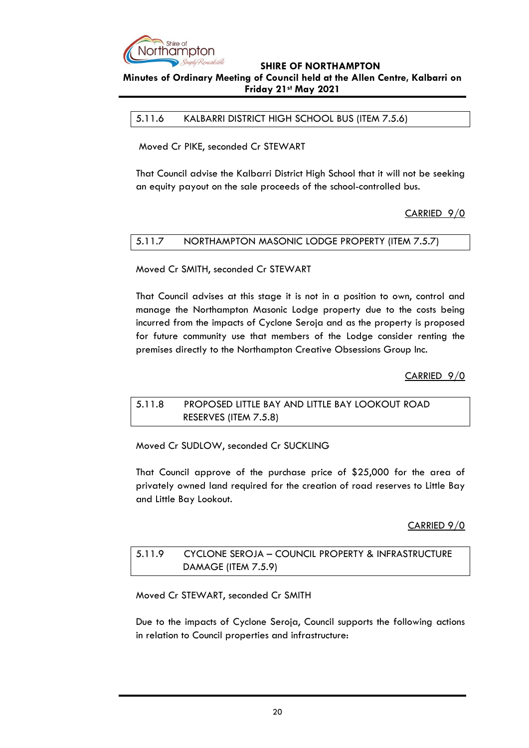### 5.11.6 KALBARRI DISTRICT HIGH SCHOOL BUS (ITEM 7.5.6)

Moved Cr PIKE, seconded Cr STEWART

That Council advise the Kalbarri District High School that it will not be seeking an equity payout on the sale proceeds of the school-controlled bus.

CARRIED 9/0

### 5.11.7 NORTHAMPTON MASONIC LODGE PROPERTY (ITEM 7.5.7)

Moved Cr SMITH, seconded Cr STEWART

That Council advises at this stage it is not in a position to own, control and manage the Northampton Masonic Lodge property due to the costs being incurred from the impacts of Cyclone Seroja and as the property is proposed for future community use that members of the Lodge consider renting the premises directly to the Northampton Creative Obsessions Group Inc.

CARRIED 9/0

### 5.11.8 PROPOSED LITTLE BAY AND LITTLE BAY LOOKOUT ROAD RESERVES (ITEM 7.5.8)

Moved Cr SUDLOW, seconded Cr SUCKLING

That Council approve of the purchase price of $25,000 for the area of privately owned land required for the creation of road reserves to Little Bay and Little Bay Lookout.

CARRIED 9/0

### 5.11.9 CYCLONE SEROJA – COUNCIL PROPERTY & INFRASTRUCTURE DAMAGE (ITEM 7.5.9)

Moved Cr STEWART, seconded Cr SMITH

Due to the impacts of Cyclone Seroja, Council supports the following actions in relation to Council properties and infrastructure: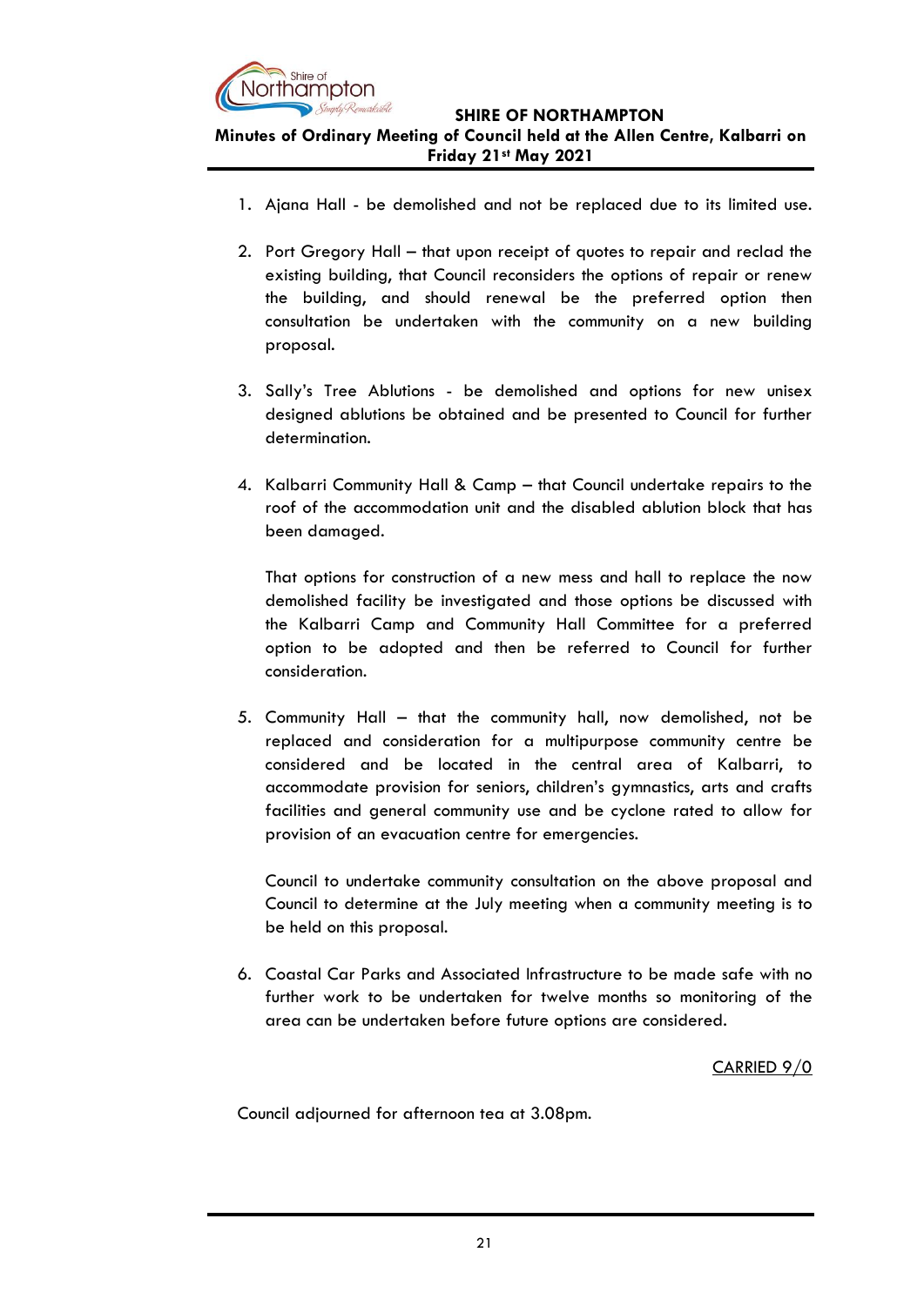1. Ajana Hall - be demolished and not be replaced due to its limited use.

2. Port Gregory Hall – that upon receipt of quotes to repair and reclad the existing building, that Council reconsiders the options of repair or renew the building, and should renewal be the preferred option then consultation be undertaken with the community on a new building proposal.

3. Sally's Tree Ablutions - be demolished and options for new unisex designed ablutions be obtained and be presented to Council for further determination.

4. Kalbarri Community Hall & Camp – that Council undertake repairs to the roof of the accommodation unit and the disabled ablution block that has been damaged.

   That options for construction of a new mess and hall to replace the now demolished facility be investigated and those options be discussed with the Kalbarri Camp and Community Hall Committee for a preferred option to be adopted and then be referred to Council for further consideration.

5. Community Hall – that the community hall, now demolished, not be replaced and consideration for a multipurpose community centre be considered and be located in the central area of Kalbarri, to accommodate provision for seniors, children's gymnastics, arts and crafts facilities and general community use and be cyclone rated to allow for provision of an evacuation centre for emergencies.

   Council to undertake community consultation on the above proposal and Council to determine at the July meeting when a community meeting is to be held on this proposal.

6. Coastal Car Parks and Associated Infrastructure to be made safe with no further work to be undertaken for twelve months so monitoring of the area can be undertaken before future options are considered.

<u>CARRIED 9/0</u>

Council adjourned for afternoon tea at 3.08pm.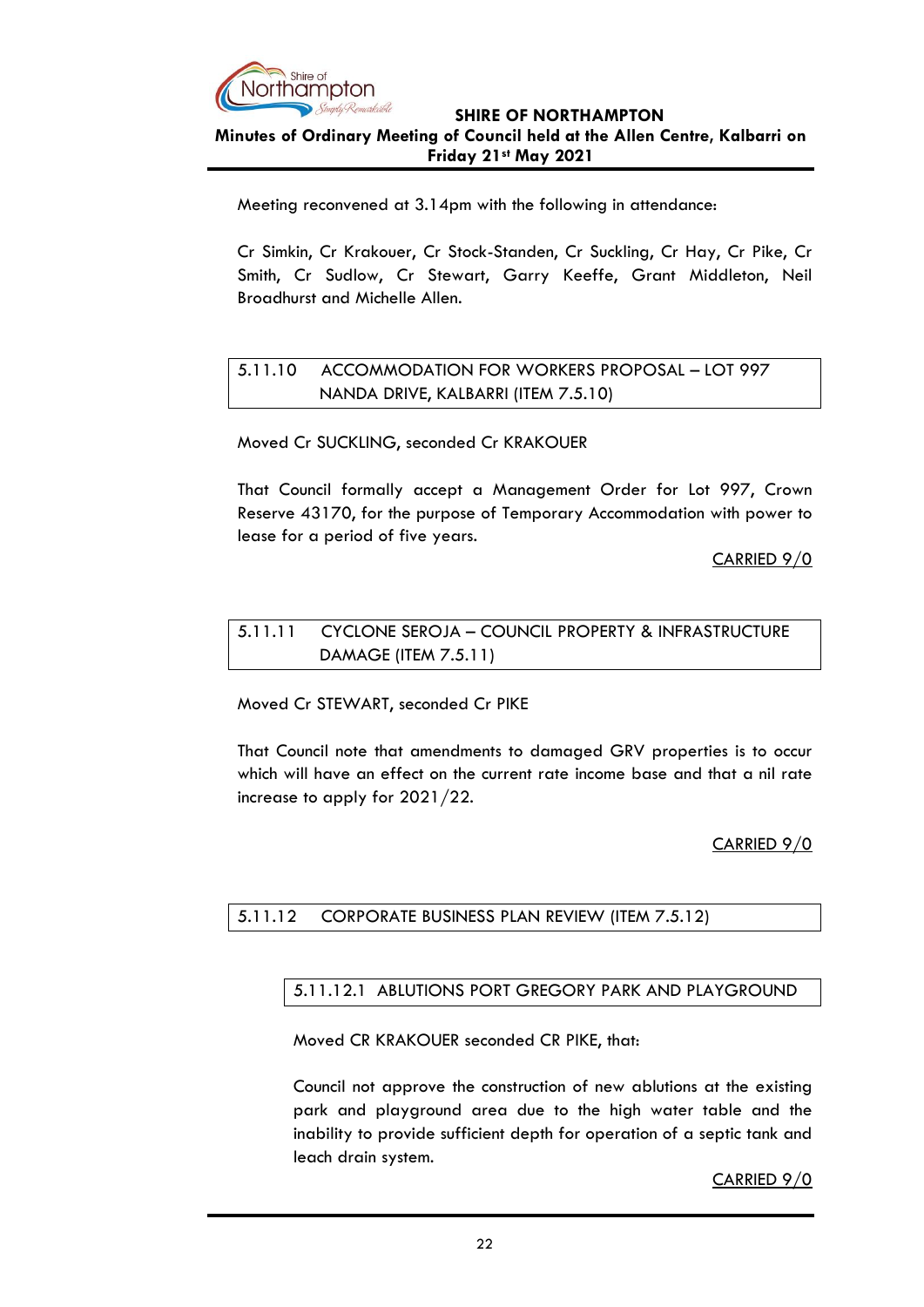Meeting reconvened at 3.14pm with the following in attendance:

Cr Simkin, Cr Krakouer, Cr Stock-Standen, Cr Suckling, Cr Hay, Cr Pike, Cr Smith, Cr Sudlow, Cr Stewart, Garry Keeffe, Grant Middleton, Neil Broadhurst and Michelle Allen.

## 5.11.10 ACCOMMODATION FOR WORKERS PROPOSAL – LOT 997 NANDA DRIVE, KALBARRI (ITEM 7.5.10)

Moved Cr SUCKLING, seconded Cr KRAKOUER

That Council formally accept a Management Order for Lot 997, Crown Reserve 43170, for the purpose of Temporary Accommodation with power to lease for a period of five years.

CARRIED 9/0

## 5.11.11 CYCLONE SEROJA – COUNCIL PROPERTY & INFRASTRUCTURE DAMAGE (ITEM 7.5.11)

Moved Cr STEWART, seconded Cr PIKE

That Council note that amendments to damaged GRV properties is to occur which will have an effect on the current rate income base and that a nil rate increase to apply for 2021/22.

CARRIED 9/0

## 5.11.12 CORPORATE BUSINESS PLAN REVIEW (ITEM 7.5.12)

### 5.11.12.1 ABLUTIONS PORT GREGORY PARK AND PLAYGROUND

Moved CR KRAKOUER seconded CR PIKE, that:

Council not approve the construction of new ablutions at the existing park and playground area due to the high water table and the inability to provide sufficient depth for operation of a septic tank and leach drain system.

CARRIED 9/0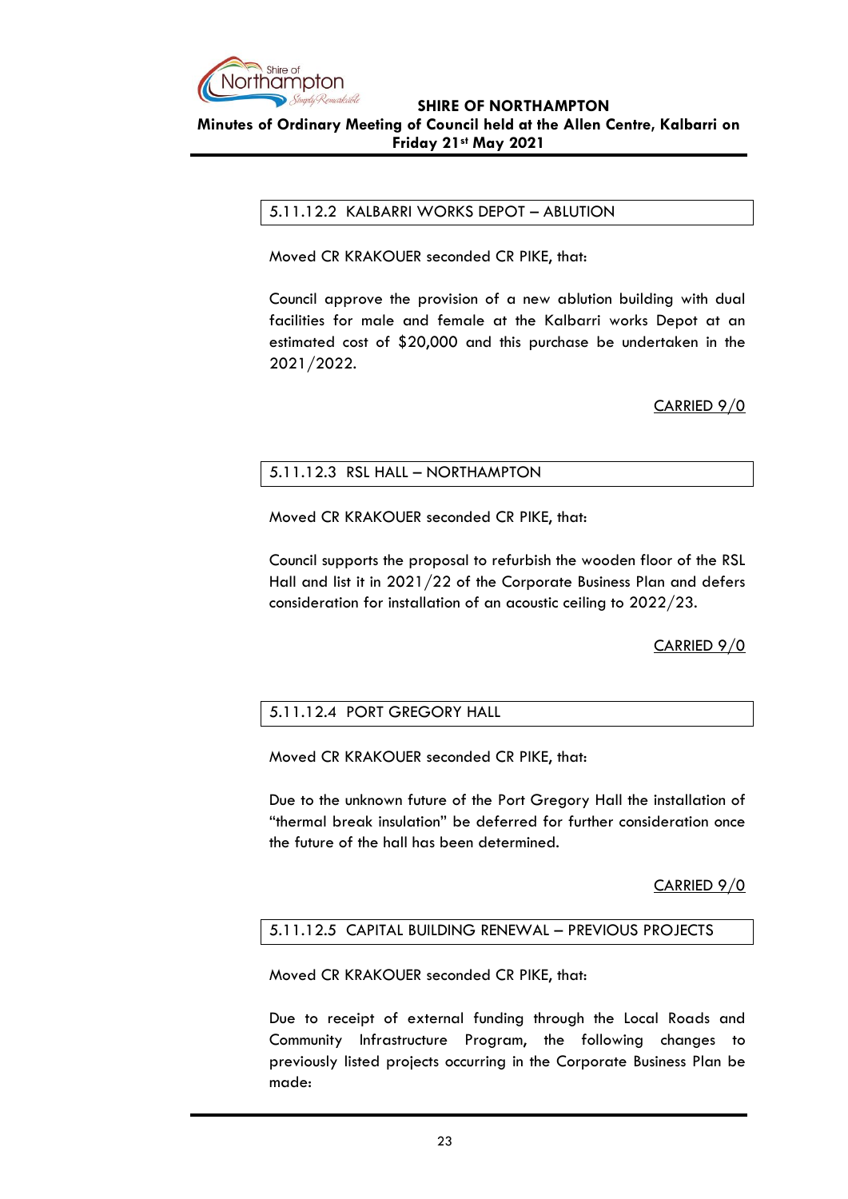### 5.11.12.2 KALBARRI WORKS DEPOT – ABLUTION

Moved CR KRAKOUER seconded CR PIKE, that:

Council approve the provision of a new ablution building with dual facilities for male and female at the Kalbarri works Depot at an estimated cost of $20,000 and this purchase be undertaken in the 2021/2022.

CARRIED 9/0

### 5.11.12.3 RSL HALL – NORTHAMPTON

Moved CR KRAKOUER seconded CR PIKE, that:

Council supports the proposal to refurbish the wooden floor of the RSL Hall and list it in 2021/22 of the Corporate Business Plan and defers consideration for installation of an acoustic ceiling to 2022/23.

CARRIED 9/0

### 5.11.12.4 PORT GREGORY HALL

Moved CR KRAKOUER seconded CR PIKE, that:

Due to the unknown future of the Port Gregory Hall the installation of "thermal break insulation" be deferred for further consideration once the future of the hall has been determined.

CARRIED 9/0

### 5.11.12.5 CAPITAL BUILDING RENEWAL – PREVIOUS PROJECTS

Moved CR KRAKOUER seconded CR PIKE, that:

Due to receipt of external funding through the Local Roads and Community Infrastructure Program, the following changes to previously listed projects occurring in the Corporate Business Plan be made: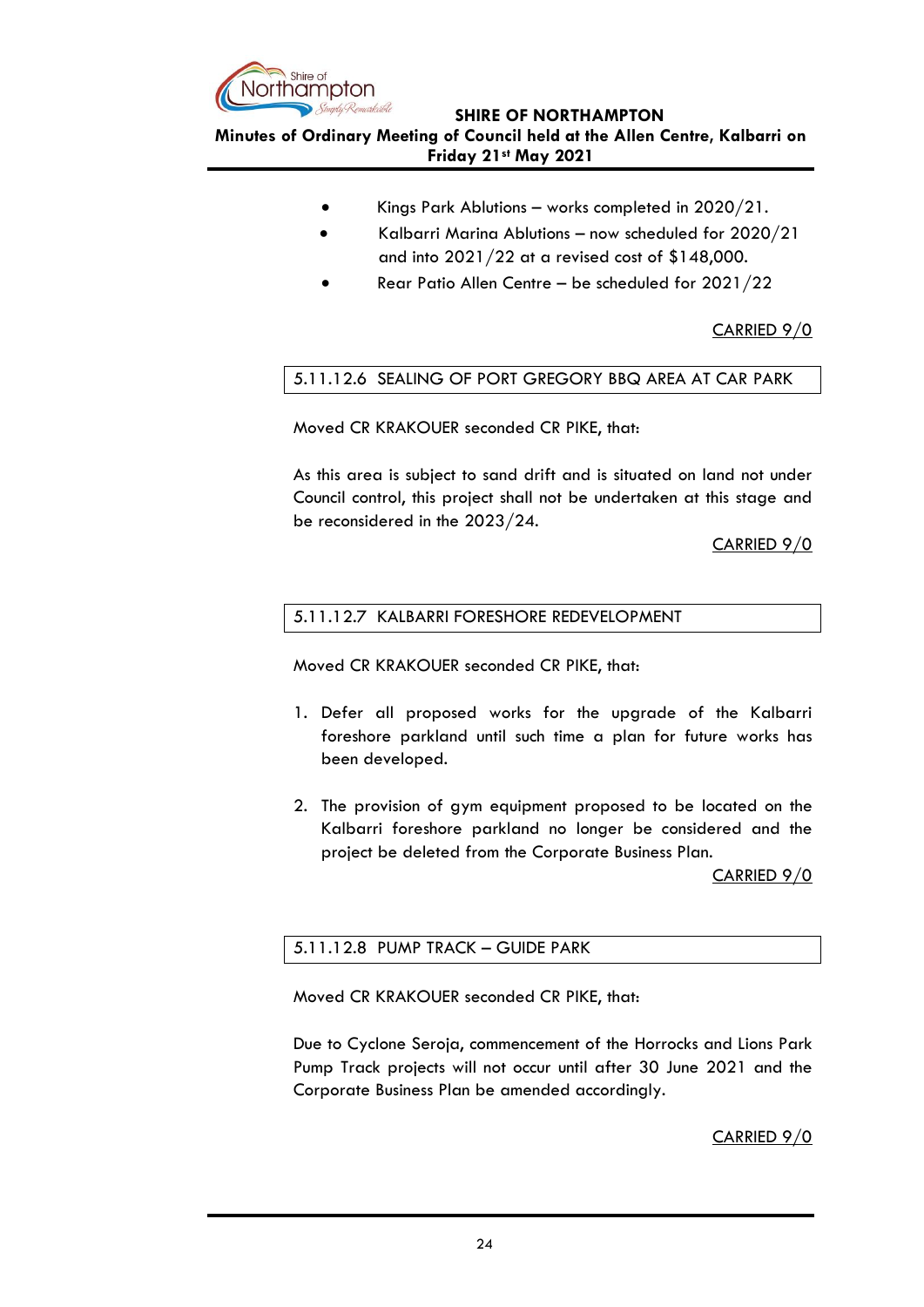- Kings Park Ablutions – works completed in 2020/21.
- Kalbarri Marina Ablutions – now scheduled for 2020/21 and into 2021/22 at a revised cost of $148,000.
- Rear Patio Allen Centre – be scheduled for 2021/22

CARRIED 9/0

### 5.11.12.6 SEALING OF PORT GREGORY BBQ AREA AT CAR PARK

Moved CR KRAKOUER seconded CR PIKE, that:

As this area is subject to sand drift and is situated on land not under Council control, this project shall not be undertaken at this stage and be reconsidered in the 2023/24.

CARRIED 9/0

### 5.11.12.7 KALBARRI FORESHORE REDEVELOPMENT

Moved CR KRAKOUER seconded CR PIKE, that:

1. Defer all proposed works for the upgrade of the Kalbarri foreshore parkland until such time a plan for future works has been developed.

2. The provision of gym equipment proposed to be located on the Kalbarri foreshore parkland no longer be considered and the project be deleted from the Corporate Business Plan.

CARRIED 9/0

### 5.11.12.8 PUMP TRACK – GUIDE PARK

Moved CR KRAKOUER seconded CR PIKE, that:

Due to Cyclone Seroja, commencement of the Horrocks and Lions Park Pump Track projects will not occur until after 30 June 2021 and the Corporate Business Plan be amended accordingly.

CARRIED 9/0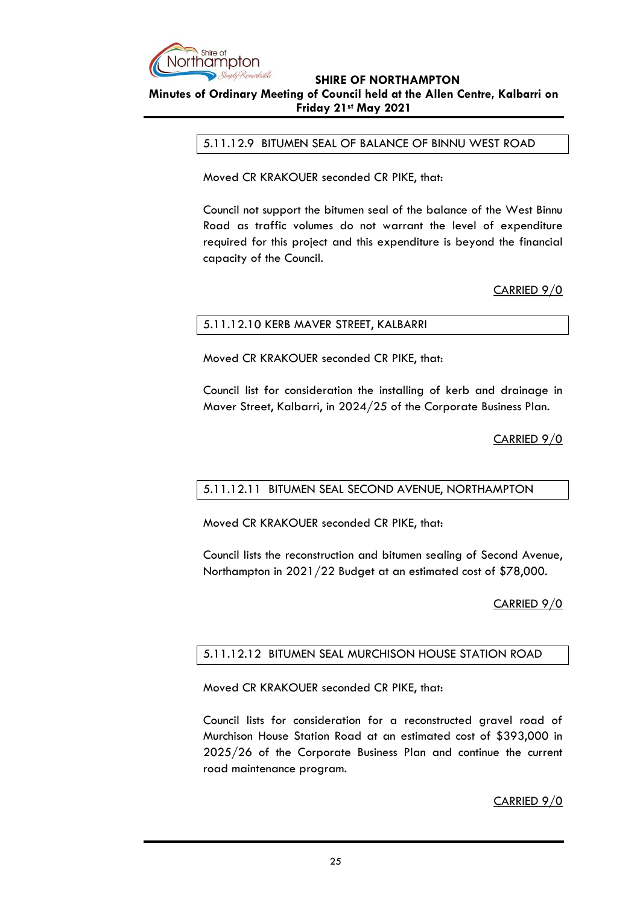### 5.11.12.9 BITUMEN SEAL OF BALANCE OF BINNU WEST ROAD

Moved CR KRAKOUER seconded CR PIKE, that:

Council not support the bitumen seal of the balance of the West Binnu Road as traffic volumes do not warrant the level of expenditure required for this project and this expenditure is beyond the financial capacity of the Council.

<u>CARRIED 9/0</u>

### 5.11.12.10 KERB MAVER STREET, KALBARRI

Moved CR KRAKOUER seconded CR PIKE, that:

Council list for consideration the installing of kerb and drainage in Maver Street, Kalbarri, in 2024/25 of the Corporate Business Plan.

<u>CARRIED 9/0</u>

### 5.11.12.11 BITUMEN SEAL SECOND AVENUE, NORTHAMPTON

Moved CR KRAKOUER seconded CR PIKE, that:

Council lists the reconstruction and bitumen sealing of Second Avenue, Northampton in 2021/22 Budget at an estimated cost of $78,000.

<u>CARRIED 9/0</u>

### 5.11.12.12 BITUMEN SEAL MURCHISON HOUSE STATION ROAD

Moved CR KRAKOUER seconded CR PIKE, that:

Council lists for consideration for a reconstructed gravel road of Murchison House Station Road at an estimated cost of $393,000 in 2025/26 of the Corporate Business Plan and continue the current road maintenance program.

<u>CARRIED 9/0</u>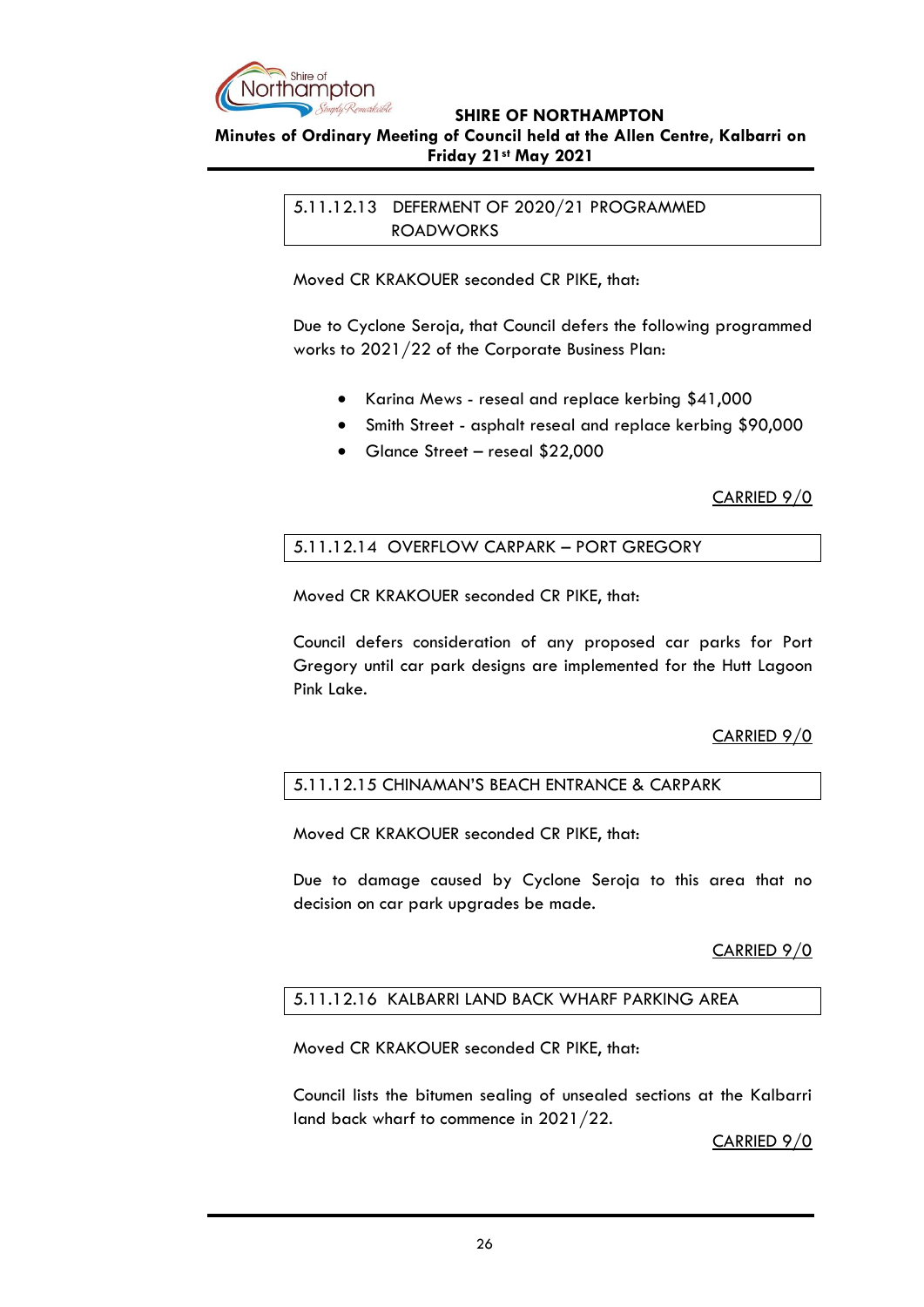### 5.11.12.13 DEFERMENT OF 2020/21 PROGRAMMED ROADWORKS

Moved CR KRAKOUER seconded CR PIKE, that:

Due to Cyclone Seroja, that Council defers the following programmed works to 2021/22 of the Corporate Business Plan:

- Karina Mews - reseal and replace kerbing $41,000
- Smith Street - asphalt reseal and replace kerbing $90,000
- Glance Street – reseal $22,000

CARRIED 9/0

### 5.11.12.14 OVERFLOW CARPARK – PORT GREGORY

Moved CR KRAKOUER seconded CR PIKE, that:

Council defers consideration of any proposed car parks for Port Gregory until car park designs are implemented for the Hutt Lagoon Pink Lake.

CARRIED 9/0

### 5.11.12.15 CHINAMAN'S BEACH ENTRANCE & CARPARK

Moved CR KRAKOUER seconded CR PIKE, that:

Due to damage caused by Cyclone Seroja to this area that no decision on car park upgrades be made.

CARRIED 9/0

### 5.11.12.16 KALBARRI LAND BACK WHARF PARKING AREA

Moved CR KRAKOUER seconded CR PIKE, that:

Council lists the bitumen sealing of unsealed sections at the Kalbarri land back wharf to commence in 2021/22.

CARRIED 9/0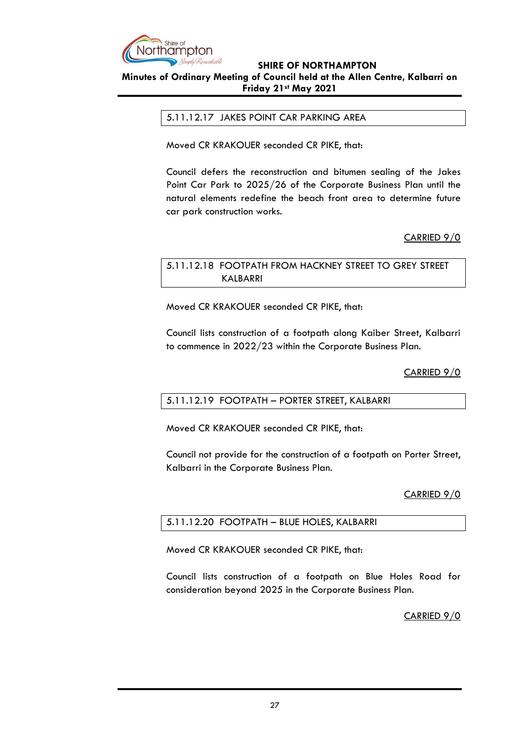### 5.11.12.17 JAKES POINT CAR PARKING AREA

Moved CR KRAKOUER seconded CR PIKE, that:

Council defers the reconstruction and bitumen sealing of the Jakes Point Car Park to 2025/26 of the Corporate Business Plan until the natural elements redefine the beach front area to determine future car park construction works.

CARRIED 9/0

### 5.11.12.18 FOOTPATH FROM HACKNEY STREET TO GREY STREET KALBARRI

Moved CR KRAKOUER seconded CR PIKE, that:

Council lists construction of a footpath along Kaiber Street, Kalbarri to commence in 2022/23 within the Corporate Business Plan.

CARRIED 9/0

### 5.11.12.19 FOOTPATH – PORTER STREET, KALBARRI

Moved CR KRAKOUER seconded CR PIKE, that:

Council not provide for the construction of a footpath on Porter Street, Kalbarri in the Corporate Business Plan.

CARRIED 9/0

### 5.11.12.20 FOOTPATH – BLUE HOLES, KALBARRI

Moved CR KRAKOUER seconded CR PIKE, that:

Council lists construction of a footpath on Blue Holes Road for consideration beyond 2025 in the Corporate Business Plan.

CARRIED 9/0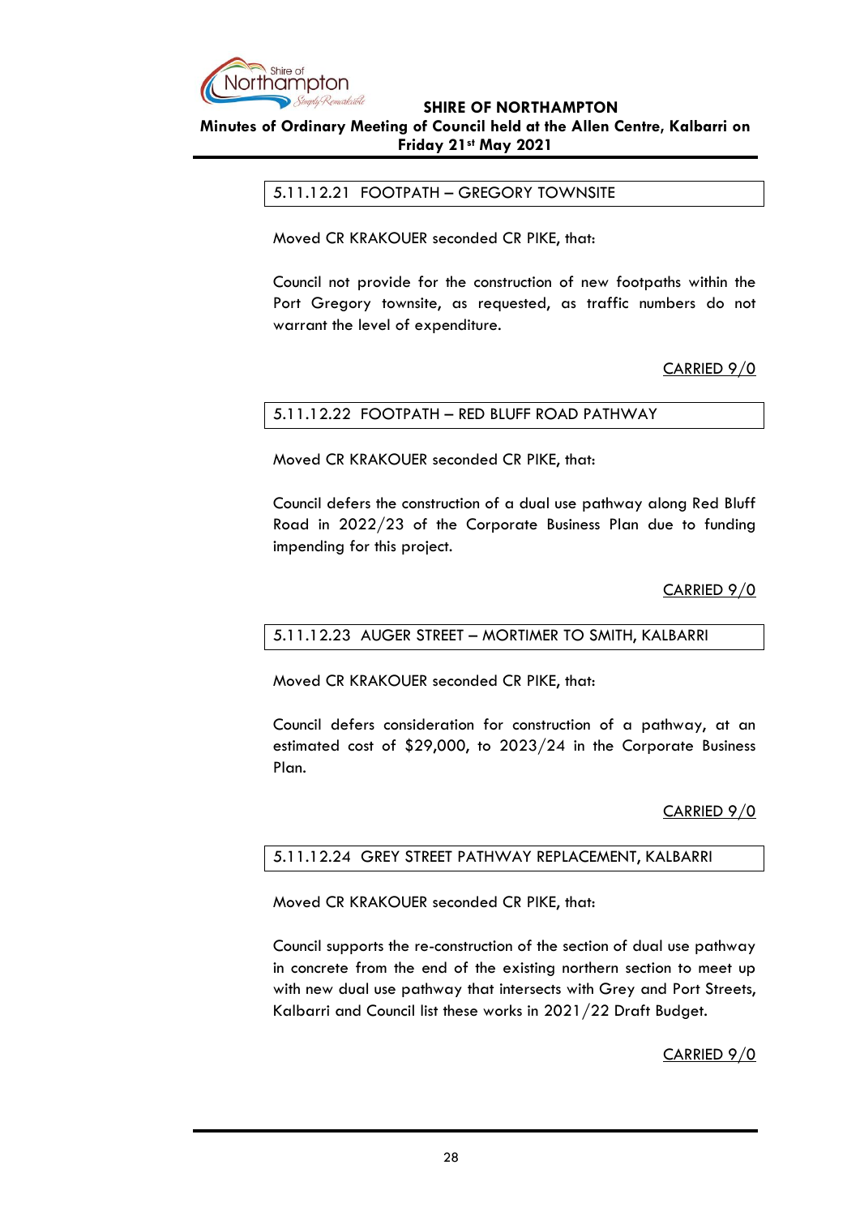### 5.11.12.21 FOOTPATH – GREGORY TOWNSITE

Moved CR KRAKOUER seconded CR PIKE, that:

Council not provide for the construction of new footpaths within the Port Gregory townsite, as requested, as traffic numbers do not warrant the level of expenditure.

CARRIED 9/0

### 5.11.12.22 FOOTPATH – RED BLUFF ROAD PATHWAY

Moved CR KRAKOUER seconded CR PIKE, that:

Council defers the construction of a dual use pathway along Red Bluff Road in 2022/23 of the Corporate Business Plan due to funding impending for this project.

CARRIED 9/0

### 5.11.12.23 AUGER STREET – MORTIMER TO SMITH, KALBARRI

Moved CR KRAKOUER seconded CR PIKE, that:

Council defers consideration for construction of a pathway, at an estimated cost of $29,000, to 2023/24 in the Corporate Business Plan.

CARRIED 9/0

### 5.11.12.24 GREY STREET PATHWAY REPLACEMENT, KALBARRI

Moved CR KRAKOUER seconded CR PIKE, that:

Council supports the re-construction of the section of dual use pathway in concrete from the end of the existing northern section to meet up with new dual use pathway that intersects with Grey and Port Streets, Kalbarri and Council list these works in 2021/22 Draft Budget.

CARRIED 9/0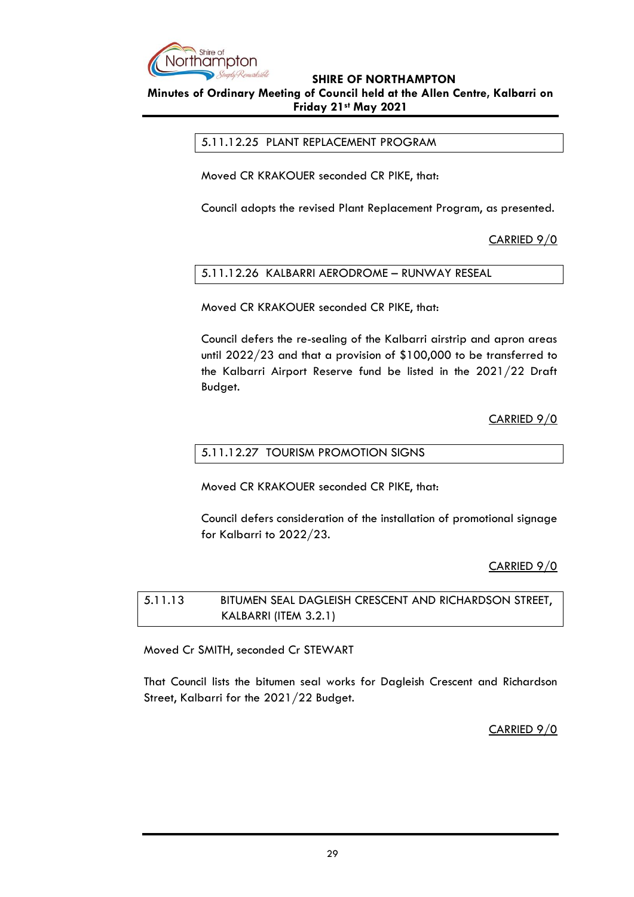### 5.11.12.25 PLANT REPLACEMENT PROGRAM

Moved CR KRAKOUER seconded CR PIKE, that:

Council adopts the revised Plant Replacement Program, as presented.

CARRIED 9/0

### 5.11.12.26 KALBARRI AERODROME – RUNWAY RESEAL

Moved CR KRAKOUER seconded CR PIKE, that:

Council defers the re-sealing of the Kalbarri airstrip and apron areas until 2022/23 and that a provision of $100,000 to be transferred to the Kalbarri Airport Reserve fund be listed in the 2021/22 Draft Budget.

CARRIED 9/0

### 5.11.12.27 TOURISM PROMOTION SIGNS

Moved CR KRAKOUER seconded CR PIKE, that:

Council defers consideration of the installation of promotional signage for Kalbarri to 2022/23.

CARRIED 9/0

## 5.11.13 BITUMEN SEAL DAGLEISH CRESCENT AND RICHARDSON STREET, KALBARRI (ITEM 3.2.1)

Moved Cr SMITH, seconded Cr STEWART

That Council lists the bitumen seal works for Dagleish Crescent and Richardson Street, Kalbarri for the 2021/22 Budget.

CARRIED 9/0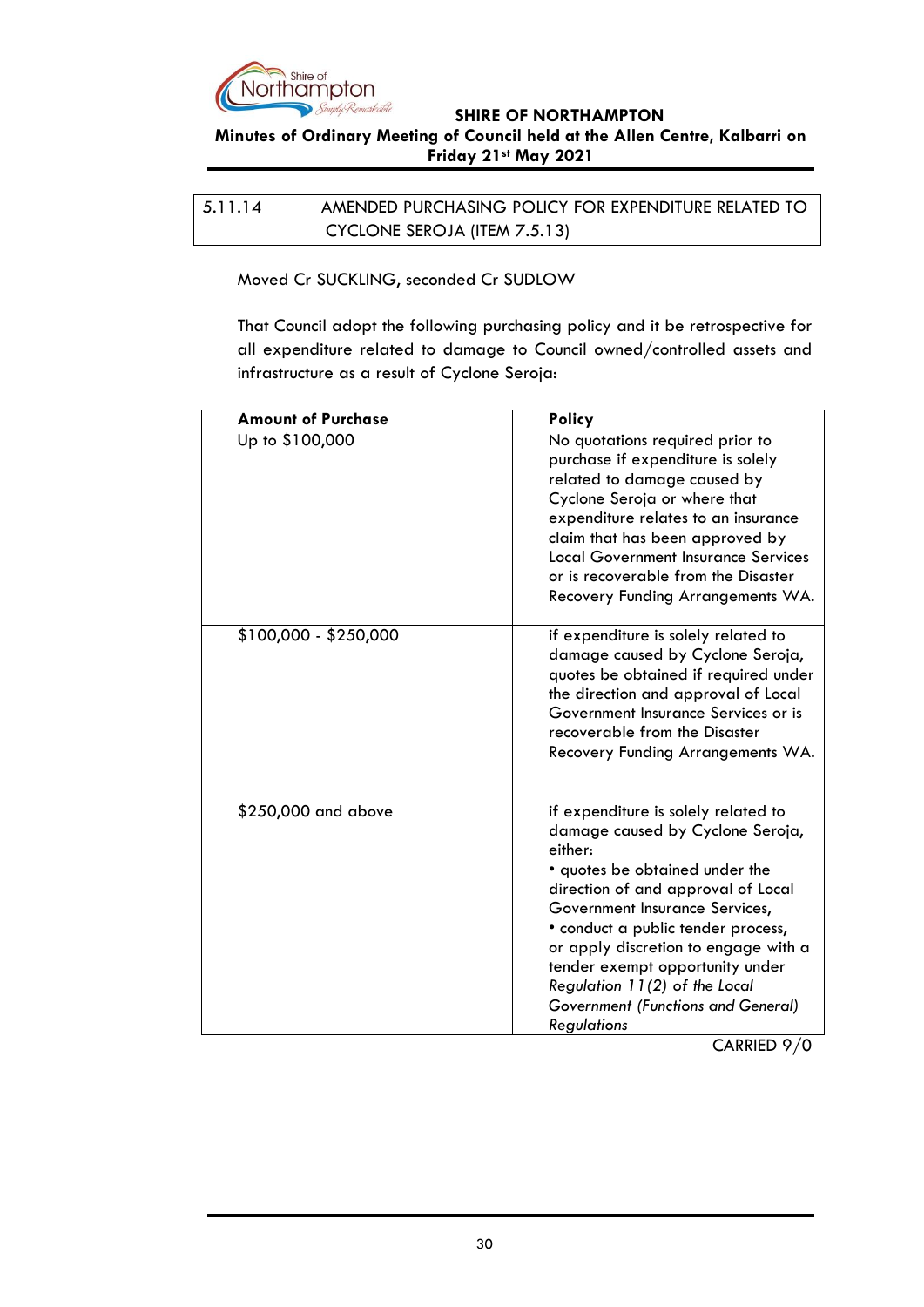## 5.11.14 AMENDED PURCHASING POLICY FOR EXPENDITURE RELATED TO CYCLONE SEROJA (ITEM 7.5.13)

Moved Cr SUCKLING, seconded Cr SUDLOW

That Council adopt the following purchasing policy and it be retrospective for all expenditure related to damage to Council owned/controlled assets and infrastructure as a result of Cyclone Seroja:

| Amount of Purchase | Policy |
|---|---|
| Up to $100,000 | No quotations required prior to purchase if expenditure is solely related to damage caused by Cyclone Seroja or where that expenditure relates to an insurance claim that has been approved by Local Government Insurance Services or is recoverable from the Disaster Recovery Funding Arrangements WA. |
| $100,000 - $250,000 | if expenditure is solely related to damage caused by Cyclone Seroja, quotes be obtained if required under the direction and approval of Local Government Insurance Services or is recoverable from the Disaster Recovery Funding Arrangements WA. |
| $250,000 and above | if expenditure is solely related to damage caused by Cyclone Seroja, either: • quotes be obtained under the direction of and approval of Local Government Insurance Services, • conduct a public tender process, or apply discretion to engage with a tender exempt opportunity under *Regulation 11(2) of the Local Government (Functions and General) Regulations* |

CARRIED 9/0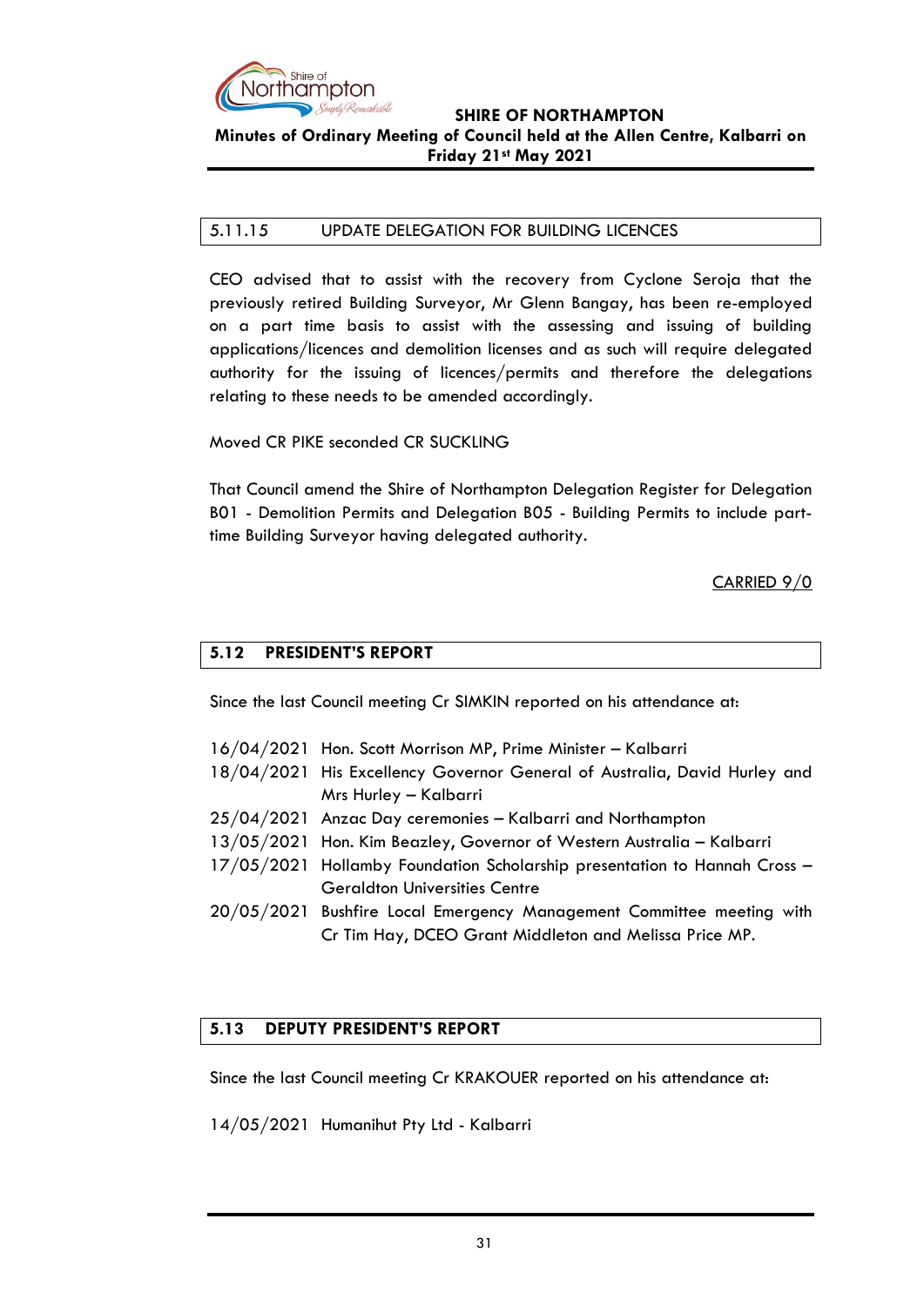### 5.11.15 UPDATE DELEGATION FOR BUILDING LICENCES

CEO advised that to assist with the recovery from Cyclone Seroja that the previously retired Building Surveyor, Mr Glenn Bangay, has been re-employed on a part time basis to assist with the assessing and issuing of building applications/licences and demolition licenses and as such will require delegated authority for the issuing of licences/permits and therefore the delegations relating to these needs to be amended accordingly.

Moved CR PIKE seconded CR SUCKLING

That Council amend the Shire of Northampton Delegation Register for Delegation B01 - Demolition Permits and Delegation B05 - Building Permits to include part-time Building Surveyor having delegated authority.

CARRIED 9/0

## 5.12 PRESIDENT'S REPORT

Since the last Council meeting Cr SIMKIN reported on his attendance at:

16/04/2021 Hon. Scott Morrison MP, Prime Minister – Kalbarri
18/04/2021 His Excellency Governor General of Australia, David Hurley and Mrs Hurley – Kalbarri
25/04/2021 Anzac Day ceremonies – Kalbarri and Northampton
13/05/2021 Hon. Kim Beazley, Governor of Western Australia – Kalbarri
17/05/2021 Hollamby Foundation Scholarship presentation to Hannah Cross – Geraldton Universities Centre
20/05/2021 Bushfire Local Emergency Management Committee meeting with Cr Tim Hay, DCEO Grant Middleton and Melissa Price MP.

## 5.13 DEPUTY PRESIDENT'S REPORT

Since the last Council meeting Cr KRAKOUER reported on his attendance at:

14/05/2021 Humanihut Pty Ltd - Kalbarri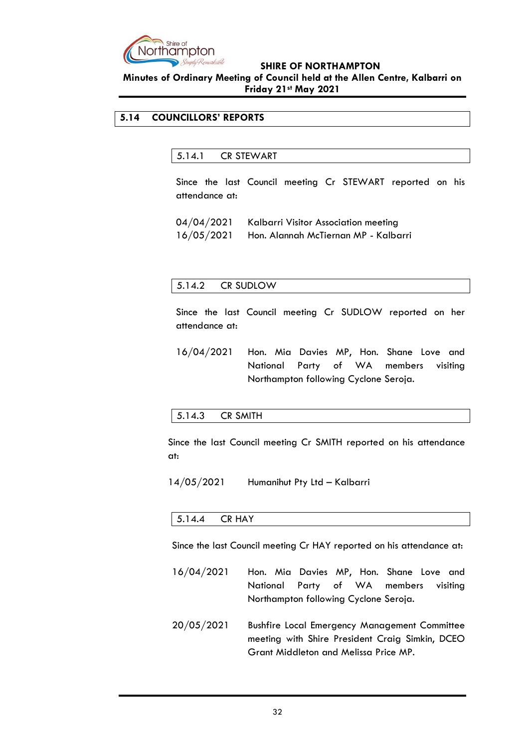## 5.14 COUNCILLORS' REPORTS

### 5.14.1 CR STEWART

Since the last Council meeting Cr STEWART reported on his attendance at:

04/04/2021 Kalbarri Visitor Association meeting
16/05/2021 Hon. Alannah McTiernan MP - Kalbarri

### 5.14.2 CR SUDLOW

Since the last Council meeting Cr SUDLOW reported on her attendance at:

16/04/2021 Hon. Mia Davies MP, Hon. Shane Love and National Party of WA members visiting Northampton following Cyclone Seroja.

### 5.14.3 CR SMITH

Since the last Council meeting Cr SMITH reported on his attendance at:

14/05/2021 Humanihut Pty Ltd – Kalbarri

### 5.14.4 CR HAY

Since the last Council meeting Cr HAY reported on his attendance at:

16/04/2021 Hon. Mia Davies MP, Hon. Shane Love and National Party of WA members visiting Northampton following Cyclone Seroja.

20/05/2021 Bushfire Local Emergency Management Committee meeting with Shire President Craig Simkin, DCEO Grant Middleton and Melissa Price MP.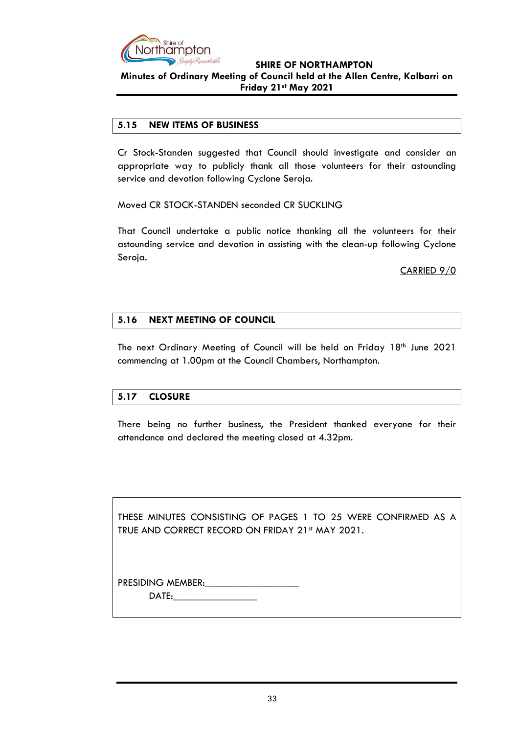## 5.15 NEW ITEMS OF BUSINESS

Cr Stock-Standen suggested that Council should investigate and consider an appropriate way to publicly thank all those volunteers for their astounding service and devotion following Cyclone Seroja.

Moved CR STOCK-STANDEN seconded CR SUCKLING

That Council undertake a public notice thanking all the volunteers for their astounding service and devotion in assisting with the clean-up following Cyclone Seroja.

CARRIED 9/0

## 5.16 NEXT MEETING OF COUNCIL

The next Ordinary Meeting of Council will be held on Friday 18th June 2021 commencing at 1.00pm at the Council Chambers, Northampton.

## 5.17 CLOSURE

There being no further business, the President thanked everyone for their attendance and declared the meeting closed at 4.32pm.

THESE MINUTES CONSISTING OF PAGES 1 TO 25 WERE CONFIRMED AS A TRUE AND CORRECT RECORD ON FRIDAY 21st MAY 2021.

PRESIDING MEMBER:___________________

DATE:_________________